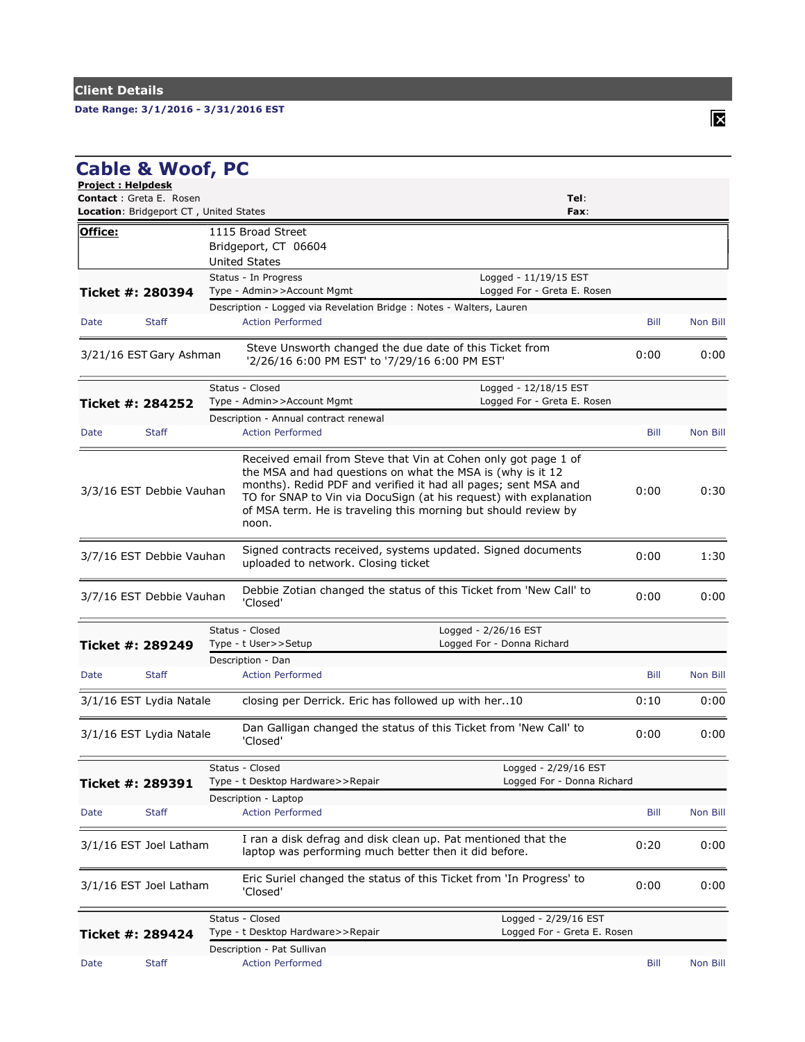## Client Details

**Date Range: 3/1/2016 - 3/31/2016 EST**

# Cable & Woof, PC

**Project : Helpdesk**
**Contact** : Greta E. Rosen
**Location**: Bridgeport CT , United States

**Tel**:
**Fax**:

| **Office:** | 1115 Broad Street<br>Bridgeport, CT 06604<br>United States |
|---|---|

**Ticket #: 280394**
Status - In Progress
Type - Admin>>Account Mgmt
Logged - 11/19/15 EST
Logged For - Greta E. Rosen
Description - Logged via Revelation Bridge : Notes - Walters, Lauren

| Date | Staff | Action Performed | Bill | Non Bill |
|---|---|---|---|---|
| 3/21/16 EST | Gary Ashman | Steve Unsworth changed the due date of this Ticket from '2/26/16 6:00 PM EST' to '7/29/16 6:00 PM EST' | 0:00 | 0:00 |

**Ticket #: 284252**
Status - Closed
Type - Admin>>Account Mgmt
Logged - 12/18/15 EST
Logged For - Greta E. Rosen
Description - Annual contract renewal

| Date | Staff | Action Performed | Bill | Non Bill |
|---|---|---|---|---|
| 3/3/16 EST | Debbie Vauhan | Received email from Steve that Vin at Cohen only got page 1 of the MSA and had questions on what the MSA is (why is it 12 months). Redid PDF and verified it had all pages; sent MSA and TO for SNAP to Vin via DocuSign (at his request) with explanation of MSA term. He is traveling this morning but should review by noon. | 0:00 | 0:30 |
| 3/7/16 EST | Debbie Vauhan | Signed contracts received, systems updated. Signed documents uploaded to network. Closing ticket | 0:00 | 1:30 |
| 3/7/16 EST | Debbie Vauhan | Debbie Zotian changed the status of this Ticket from 'New Call' to 'Closed' | 0:00 | 0:00 |

**Ticket #: 289249**
Status - Closed
Type - t User>>Setup
Logged - 2/26/16 EST
Logged For - Donna Richard
Description - Dan

| Date | Staff | Action Performed | Bill | Non Bill |
|---|---|---|---|---|
| 3/1/16 EST | Lydia Natale | closing per Derrick. Eric has followed up with her..10 | 0:10 | 0:00 |
| 3/1/16 EST | Lydia Natale | Dan Galligan changed the status of this Ticket from 'New Call' to 'Closed' | 0:00 | 0:00 |

**Ticket #: 289391**
Status - Closed
Type - t Desktop Hardware>>Repair
Logged - 2/29/16 EST
Logged For - Donna Richard
Description - Laptop

| Date | Staff | Action Performed | Bill | Non Bill |
|---|---|---|---|---|
| 3/1/16 EST | Joel Latham | I ran a disk defrag and disk clean up. Pat mentioned that the laptop was performing much better then it did before. | 0:20 | 0:00 |
| 3/1/16 EST | Joel Latham | Eric Suriel changed the status of this Ticket from 'In Progress' to 'Closed' | 0:00 | 0:00 |

**Ticket #: 289424**
Status - Closed
Type - t Desktop Hardware>>Repair
Logged - 2/29/16 EST
Logged For - Greta E. Rosen
Description - Pat Sullivan

| Date | Staff | Action Performed | Bill | Non Bill |
|---|---|---|---|---|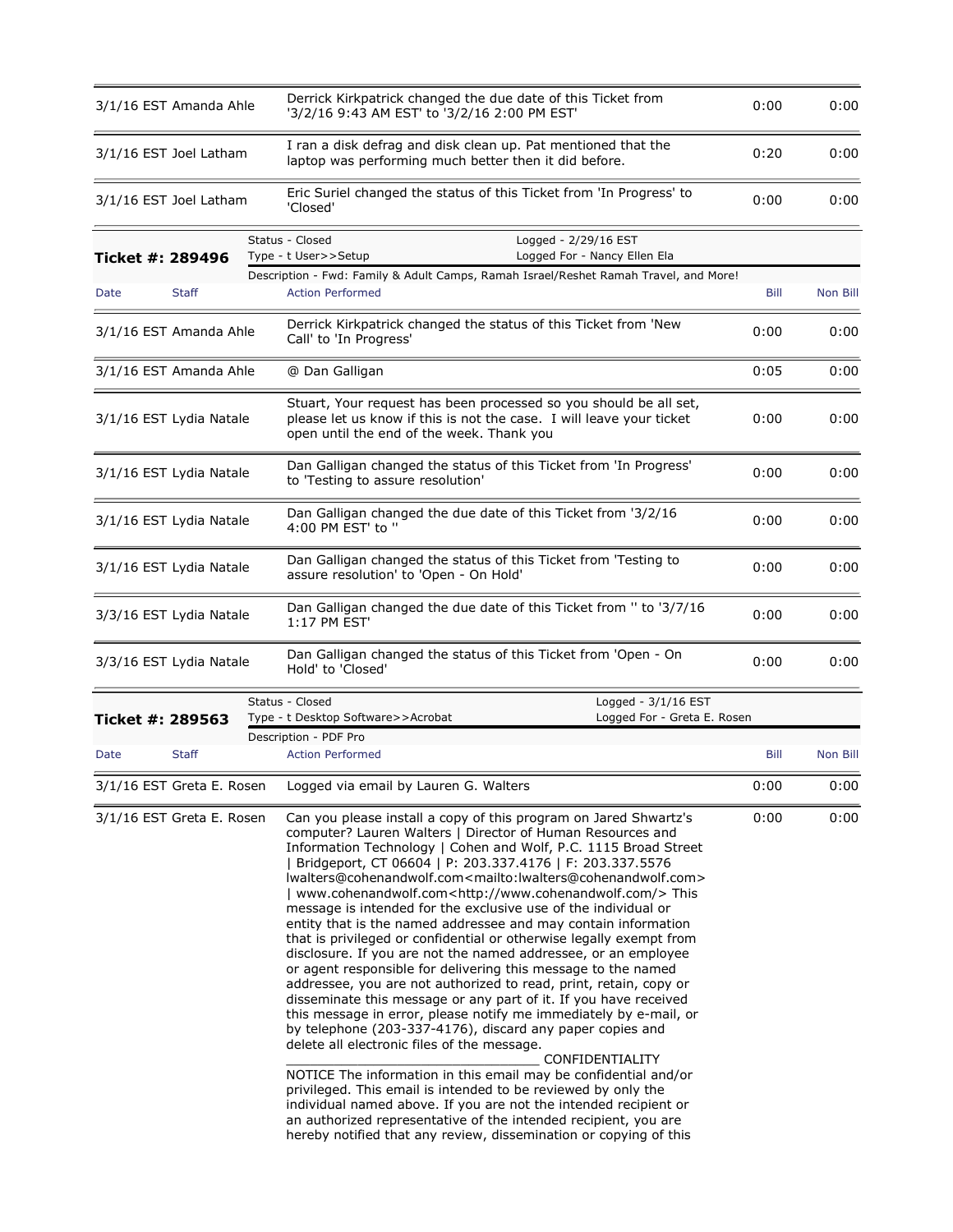| Date | Staff | Action Performed | Bill | Non Bill |
|---|---|---|---|---|
| 3/1/16 EST | Amanda Ahle | Derrick Kirkpatrick changed the due date of this Ticket from '3/2/16 9:43 AM EST' to '3/2/16 2:00 PM EST' | 0:00 | 0:00 |
| 3/1/16 EST | Joel Latham | I ran a disk defrag and disk clean up. Pat mentioned that the laptop was performing much better then it did before. | 0:20 | 0:00 |
| 3/1/16 EST | Joel Latham | Eric Suriel changed the status of this Ticket from 'In Progress' to 'Closed' | 0:00 | 0:00 |

**Ticket #: 289496**

Status - Closed | Logged - 2/29/16 EST
Type - t User>>Setup | Logged For - Nancy Ellen Ela
Description - Fwd: Family & Adult Camps, Ramah Israel/Reshet Ramah Travel, and More!

| Date | Staff | Action Performed | Bill | Non Bill |
|---|---|---|---|---|
| 3/1/16 EST | Amanda Ahle | Derrick Kirkpatrick changed the status of this Ticket from 'New Call' to 'In Progress' | 0:00 | 0:00 |
| 3/1/16 EST | Amanda Ahle | @ Dan Galligan | 0:05 | 0:00 |
| 3/1/16 EST | Lydia Natale | Stuart, Your request has been processed so you should be all set, please let us know if this is not the case. I will leave your ticket open until the end of the week. Thank you | 0:00 | 0:00 |
| 3/1/16 EST | Lydia Natale | Dan Galligan changed the status of this Ticket from 'In Progress' to 'Testing to assure resolution' | 0:00 | 0:00 |
| 3/1/16 EST | Lydia Natale | Dan Galligan changed the due date of this Ticket from '3/2/16 4:00 PM EST' to '' | 0:00 | 0:00 |
| 3/1/16 EST | Lydia Natale | Dan Galligan changed the status of this Ticket from 'Testing to assure resolution' to 'Open - On Hold' | 0:00 | 0:00 |
| 3/3/16 EST | Lydia Natale | Dan Galligan changed the due date of this Ticket from '' to '3/7/16 1:17 PM EST' | 0:00 | 0:00 |
| 3/3/16 EST | Lydia Natale | Dan Galligan changed the status of this Ticket from 'Open - On Hold' to 'Closed' | 0:00 | 0:00 |

**Ticket #: 289563**

Status - Closed | Logged - 3/1/16 EST
Type - t Desktop Software>>Acrobat | Logged For - Greta E. Rosen
Description - PDF Pro

| Date | Staff | Action Performed | Bill | Non Bill |
|---|---|---|---|---|
| 3/1/16 EST | Greta E. Rosen | Logged via email by Lauren G. Walters | 0:00 | 0:00 |
| 3/1/16 EST | Greta E. Rosen | Can you please install a copy of this program on Jared Shwartz's computer? Lauren Walters \| Director of Human Resources and Information Technology \| Cohen and Wolf, P.C. 1115 Broad Street \| Bridgeport, CT 06604 \| P: 203.337.4176 \| F: 203.337.5576 lwalters@cohenandwolf.com<mailto:lwalters@cohenandwolf.com> \| www.cohenandwolf.com<http://www.cohenandwolf.com/> This message is intended for the exclusive use of the individual or entity that is the named addressee and may contain information that is privileged or confidential or otherwise legally exempt from disclosure. If you are not the named addressee, or an employee or agent responsible for delivering this message to the named addressee, you are not authorized to read, print, retain, copy or disseminate this message or any part of it. If you have received this message in error, please notify me immediately by e-mail, or by telephone (203-337-4176), discard any paper copies and delete all electronic files of the message. ________________________________ CONFIDENTIALITY NOTICE The information in this email may be confidential and/or privileged. This email is intended to be reviewed by only the individual named above. If you are not the intended recipient or an authorized representative of the intended recipient, you are hereby notified that any review, dissemination or copying of this | 0:00 | 0:00 |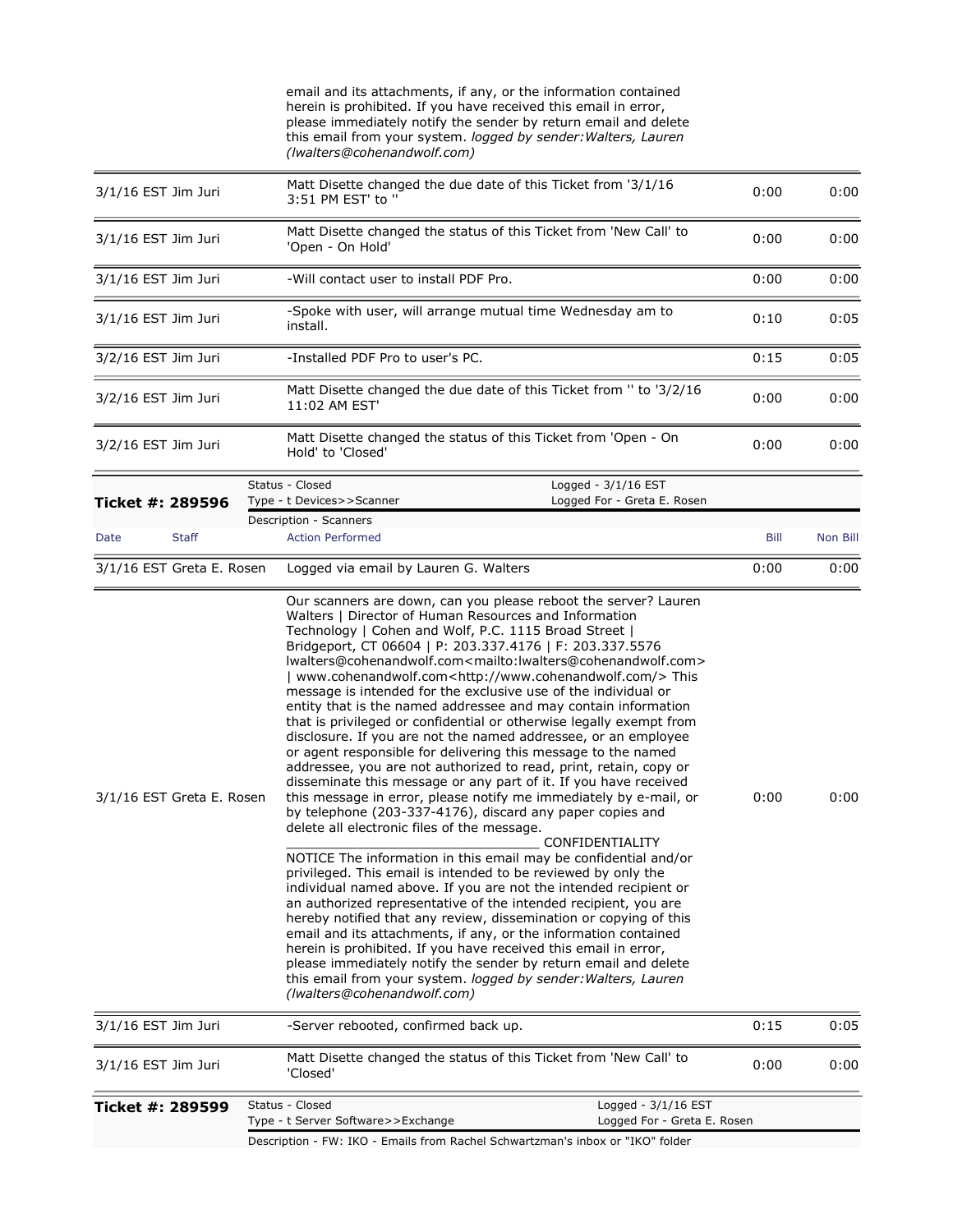| | email and its attachments, if any, or the information contained herein is prohibited. If you have received this email in error, please immediately notify the sender by return email and delete this email from your system. *logged by sender:Walters, Lauren (lwalters@cohenandwolf.com)* | | |
|---|---|---|---|
| 3/1/16 EST Jim Juri | Matt Disette changed the due date of this Ticket from '3/1/16 3:51 PM EST' to '' | 0:00 | 0:00 |
| 3/1/16 EST Jim Juri | Matt Disette changed the status of this Ticket from 'New Call' to 'Open - On Hold' | 0:00 | 0:00 |
| 3/1/16 EST Jim Juri | -Will contact user to install PDF Pro. | 0:00 | 0:00 |
| 3/1/16 EST Jim Juri | -Spoke with user, will arrange mutual time Wednesday am to install. | 0:10 | 0:05 |
| 3/2/16 EST Jim Juri | -Installed PDF Pro to user's PC. | 0:15 | 0:05 |
| 3/2/16 EST Jim Juri | Matt Disette changed the due date of this Ticket from '' to '3/2/16 11:02 AM EST' | 0:00 | 0:00 |
| 3/2/16 EST Jim Juri | Matt Disette changed the status of this Ticket from 'Open - On Hold' to 'Closed' | 0:00 | 0:00 |

**Ticket #: 289596**

Status - Closed
Type - t Devices>>Scanner
Logged - 3/1/16 EST
Logged For - Greta E. Rosen
Description - Scanners

| Date | Staff | Action Performed | Bill | Non Bill |
|---|---|---|---|---|
| 3/1/16 EST | Greta E. Rosen | Logged via email by Lauren G. Walters | 0:00 | 0:00 |
| 3/1/16 EST | Greta E. Rosen | Our scanners are down, can you please reboot the server? Lauren Walters \| Director of Human Resources and Information Technology \| Cohen and Wolf, P.C. 1115 Broad Street \| Bridgeport, CT 06604 \| P: 203.337.4176 \| F: 203.337.5576 lwalters@cohenandwolf.com<mailto:lwalters@cohenandwolf.com> \| www.cohenandwolf.com<http://www.cohenandwolf.com/> This message is intended for the exclusive use of the individual or entity that is the named addressee and may contain information that is privileged or confidential or otherwise legally exempt from disclosure. If you are not the named addressee, or an employee or agent responsible for delivering this message to the named addressee, you are not authorized to read, print, retain, copy or disseminate this message or any part of it. If you have received this message in error, please notify me immediately by e-mail, or by telephone (203-337-4176), discard any paper copies and delete all electronic files of the message. ________________________________ CONFIDENTIALITY NOTICE The information in this email may be confidential and/or privileged. This email is intended to be reviewed by only the individual named above. If you are not the intended recipient or an authorized representative of the intended recipient, you are hereby notified that any review, dissemination or copying of this email and its attachments, if any, or the information contained herein is prohibited. If you have received this email in error, please immediately notify the sender by return email and delete this email from your system. *logged by sender:Walters, Lauren (lwalters@cohenandwolf.com)* | 0:00 | 0:00 |
| 3/1/16 EST | Jim Juri | -Server rebooted, confirmed back up. | 0:15 | 0:05 |
| 3/1/16 EST | Jim Juri | Matt Disette changed the status of this Ticket from 'New Call' to 'Closed' | 0:00 | 0:00 |

**Ticket #: 289599**

Status - Closed
Type - t Server Software>>Exchange
Logged - 3/1/16 EST
Logged For - Greta E. Rosen
Description - FW: IKO - Emails from Rachel Schwartzman's inbox or "IKO" folder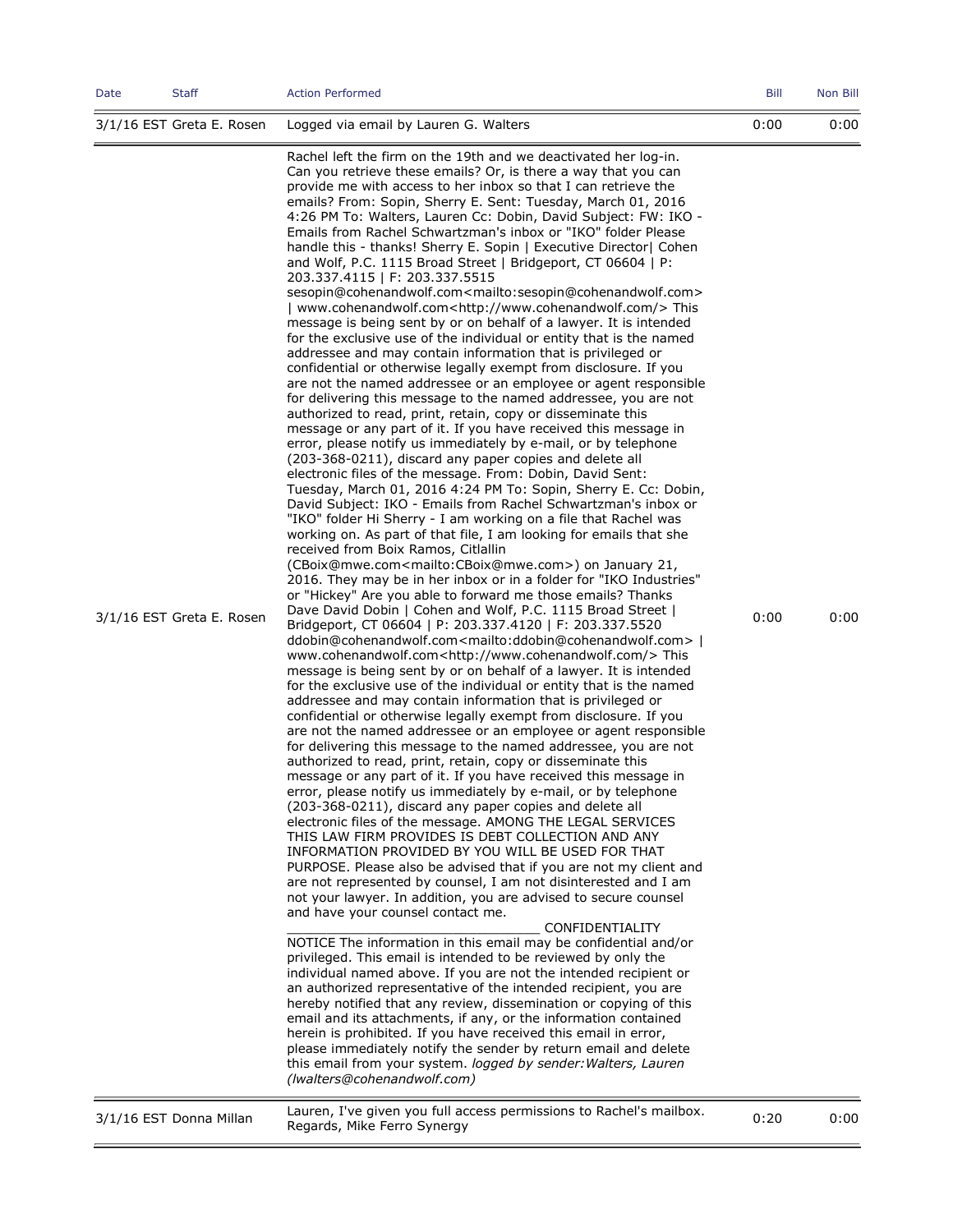| Date | Staff | Action Performed | Bill | Non Bill |
|---|---|---|---|---|
| 3/1/16 EST | Greta E. Rosen | Logged via email by Lauren G. Walters | 0:00 | 0:00 |
| 3/1/16 EST | Greta E. Rosen | Rachel left the firm on the 19th and we deactivated her log-in. Can you retrieve these emails? Or, is there a way that you can provide me with access to her inbox so that I can retrieve the emails? From: Sopin, Sherry E. Sent: Tuesday, March 01, 2016 4:26 PM To: Walters, Lauren Cc: Dobin, David Subject: FW: IKO - Emails from Rachel Schwartzman's inbox or "IKO" folder Please handle this - thanks! Sherry E. Sopin \| Executive Director\| Cohen and Wolf, P.C. 1115 Broad Street \| Bridgeport, CT 06604 \| P: 203.337.4115 \| F: 203.337.5515 sesopin@cohenandwolf.com<mailto:sesopin@cohenandwolf.com> \| www.cohenandwolf.com<http://www.cohenandwolf.com/> This message is being sent by or on behalf of a lawyer. It is intended for the exclusive use of the individual or entity that is the named addressee and may contain information that is privileged or confidential or otherwise legally exempt from disclosure. If you are not the named addressee or an employee or agent responsible for delivering this message to the named addressee, you are not authorized to read, print, retain, copy or disseminate this message or any part of it. If you have received this message in error, please notify us immediately by e-mail, or by telephone (203-368-0211), discard any paper copies and delete all electronic files of the message. From: Dobin, David Sent: Tuesday, March 01, 2016 4:24 PM To: Sopin, Sherry E. Cc: Dobin, David Subject: IKO - Emails from Rachel Schwartzman's inbox or "IKO" folder Hi Sherry - I am working on a file that Rachel was working on. As part of that file, I am looking for emails that she received from Boix Ramos, Citlallin (CBoix@mwe.com<mailto:CBoix@mwe.com>) on January 21, 2016. They may be in her inbox or in a folder for "IKO Industries" or "Hickey" Are you able to forward me those emails? Thanks Dave David Dobin \| Cohen and Wolf, P.C. 1115 Broad Street \| Bridgeport, CT 06604 \| P: 203.337.4120 \| F: 203.337.5520 ddobin@cohenandwolf.com<mailto:ddobin@cohenandwolf.com> \| www.cohenandwolf.com<http://www.cohenandwolf.com/> This message is being sent by or on behalf of a lawyer. It is intended for the exclusive use of the individual or entity that is the named addressee and may contain information that is privileged or confidential or otherwise legally exempt from disclosure. If you are not the named addressee or an employee or agent responsible for delivering this message to the named addressee, you are not authorized to read, print, retain, copy or disseminate this message or any part of it. If you have received this message in error, please notify us immediately by e-mail, or by telephone (203-368-0211), discard any paper copies and delete all electronic files of the message. AMONG THE LEGAL SERVICES THIS LAW FIRM PROVIDES IS DEBT COLLECTION AND ANY INFORMATION PROVIDED BY YOU WILL BE USED FOR THAT PURPOSE. Please also be advised that if you are not my client and are not represented by counsel, I am not disinterested and I am not your lawyer. In addition, you are advised to secure counsel and have your counsel contact me. _________________________________ CONFIDENTIALITY NOTICE The information in this email may be confidential and/or privileged. This email is intended to be reviewed by only the individual named above. If you are not the intended recipient or an authorized representative of the intended recipient, you are hereby notified that any review, dissemination or copying of this email and its attachments, if any, or the information contained herein is prohibited. If you have received this email in error, please immediately notify the sender by return email and delete this email from your system. *logged by sender:Walters, Lauren (lwalters@cohenandwolf.com)* | 0:00 | 0:00 |
| 3/1/16 EST | Donna Millan | Lauren, I've given you full access permissions to Rachel's mailbox. Regards, Mike Ferro Synergy | 0:20 | 0:00 |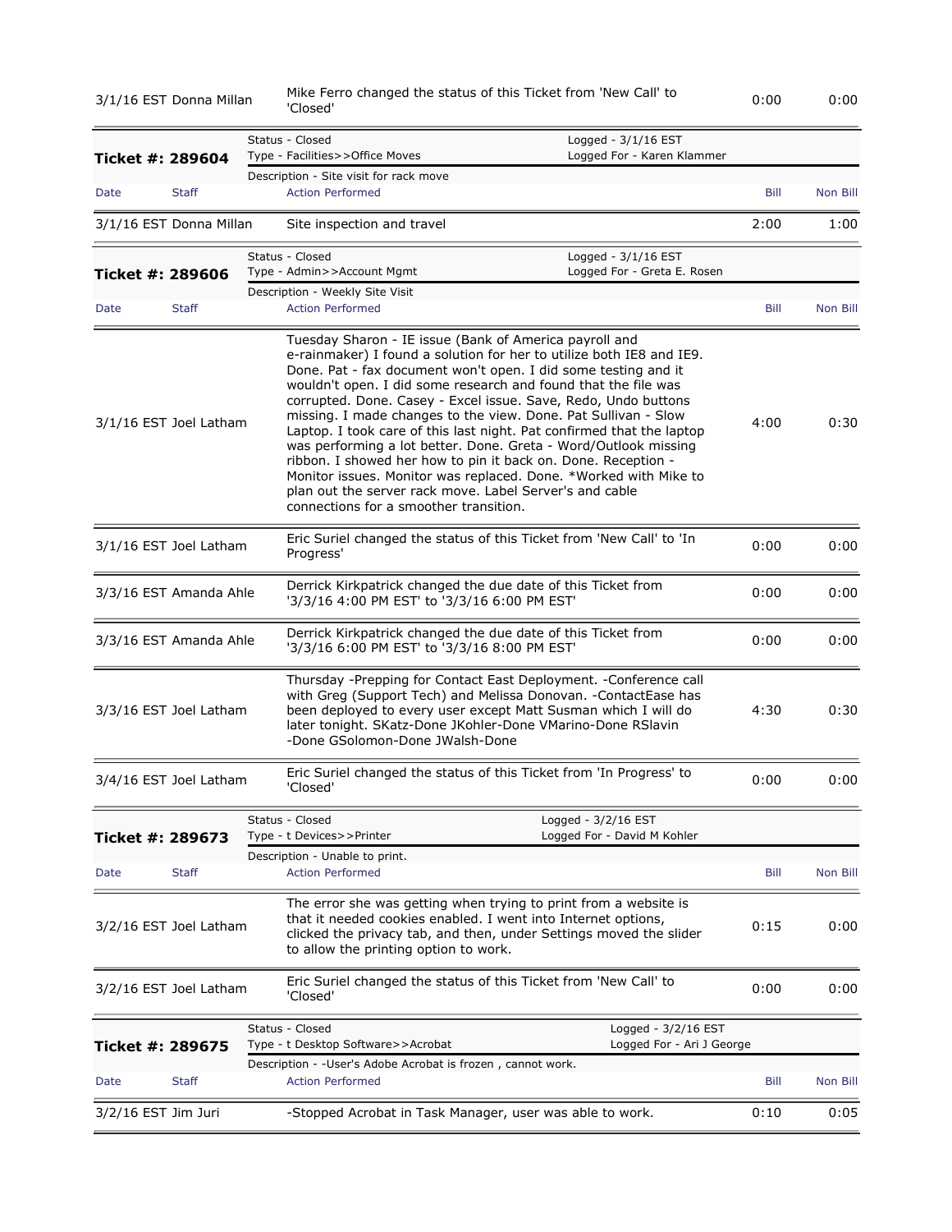| Date | Staff | Action Performed | Bill | Non Bill |
|---|---|---|---|---|
| 3/1/16 EST | Donna Millan | Mike Ferro changed the status of this Ticket from 'New Call' to 'Closed' | 0:00 | 0:00 |

**Ticket #: 289604**

Status - Closed | Logged - 3/1/16 EST
Type - Facilities>>Office Moves | Logged For - Karen Klammer
Description - Site visit for rack move

| Date | Staff | Action Performed | Bill | Non Bill |
|---|---|---|---|---|
| 3/1/16 EST | Donna Millan | Site inspection and travel | 2:00 | 1:00 |

**Ticket #: 289606**

Status - Closed | Logged - 3/1/16 EST
Type - Admin>>Account Mgmt | Logged For - Greta E. Rosen
Description - Weekly Site Visit

| Date | Staff | Action Performed | Bill | Non Bill |
|---|---|---|---|---|
| 3/1/16 EST | Joel Latham | Tuesday Sharon - IE issue (Bank of America payroll and e-rainmaker) I found a solution for her to utilize both IE8 and IE9. Done. Pat - fax document won't open. I did some testing and it wouldn't open. I did some research and found that the file was corrupted. Done. Casey - Excel issue. Save, Redo, Undo buttons missing. I made changes to the view. Done. Pat Sullivan - Slow Laptop. I took care of this last night. Pat confirmed that the laptop was performing a lot better. Done. Greta - Word/Outlook missing ribbon. I showed her how to pin it back on. Done. Reception - Monitor issues. Monitor was replaced. Done. *Worked with Mike to plan out the server rack move. Label Server's and cable connections for a smoother transition. | 4:00 | 0:30 |
| 3/1/16 EST | Joel Latham | Eric Suriel changed the status of this Ticket from 'New Call' to 'In Progress' | 0:00 | 0:00 |
| 3/3/16 EST | Amanda Ahle | Derrick Kirkpatrick changed the due date of this Ticket from '3/3/16 4:00 PM EST' to '3/3/16 6:00 PM EST' | 0:00 | 0:00 |
| 3/3/16 EST | Amanda Ahle | Derrick Kirkpatrick changed the due date of this Ticket from '3/3/16 6:00 PM EST' to '3/3/16 8:00 PM EST' | 0:00 | 0:00 |
| 3/3/16 EST | Joel Latham | Thursday -Prepping for Contact East Deployment. -Conference call with Greg (Support Tech) and Melissa Donovan. -ContactEase has been deployed to every user except Matt Susman which I will do later tonight. SKatz-Done JKohler-Done VMarino-Done RSlavin -Done GSolomon-Done JWalsh-Done | 4:30 | 0:30 |
| 3/4/16 EST | Joel Latham | Eric Suriel changed the status of this Ticket from 'In Progress' to 'Closed' | 0:00 | 0:00 |

**Ticket #: 289673**

Status - Closed | Logged - 3/2/16 EST
Type - t Devices>>Printer | Logged For - David M Kohler
Description - Unable to print.

| Date | Staff | Action Performed | Bill | Non Bill |
|---|---|---|---|---|
| 3/2/16 EST | Joel Latham | The error she was getting when trying to print from a website is that it needed cookies enabled. I went into Internet options, clicked the privacy tab, and then, under Settings moved the slider to allow the printing option to work. | 0:15 | 0:00 |
| 3/2/16 EST | Joel Latham | Eric Suriel changed the status of this Ticket from 'New Call' to 'Closed' | 0:00 | 0:00 |

**Ticket #: 289675**

Status - Closed | Logged - 3/2/16 EST
Type - t Desktop Software>>Acrobat | Logged For - Ari J George
Description - -User's Adobe Acrobat is frozen , cannot work.

| Date | Staff | Action Performed | Bill | Non Bill |
|---|---|---|---|---|
| 3/2/16 EST | Jim Juri | -Stopped Acrobat in Task Manager, user was able to work. | 0:10 | 0:05 |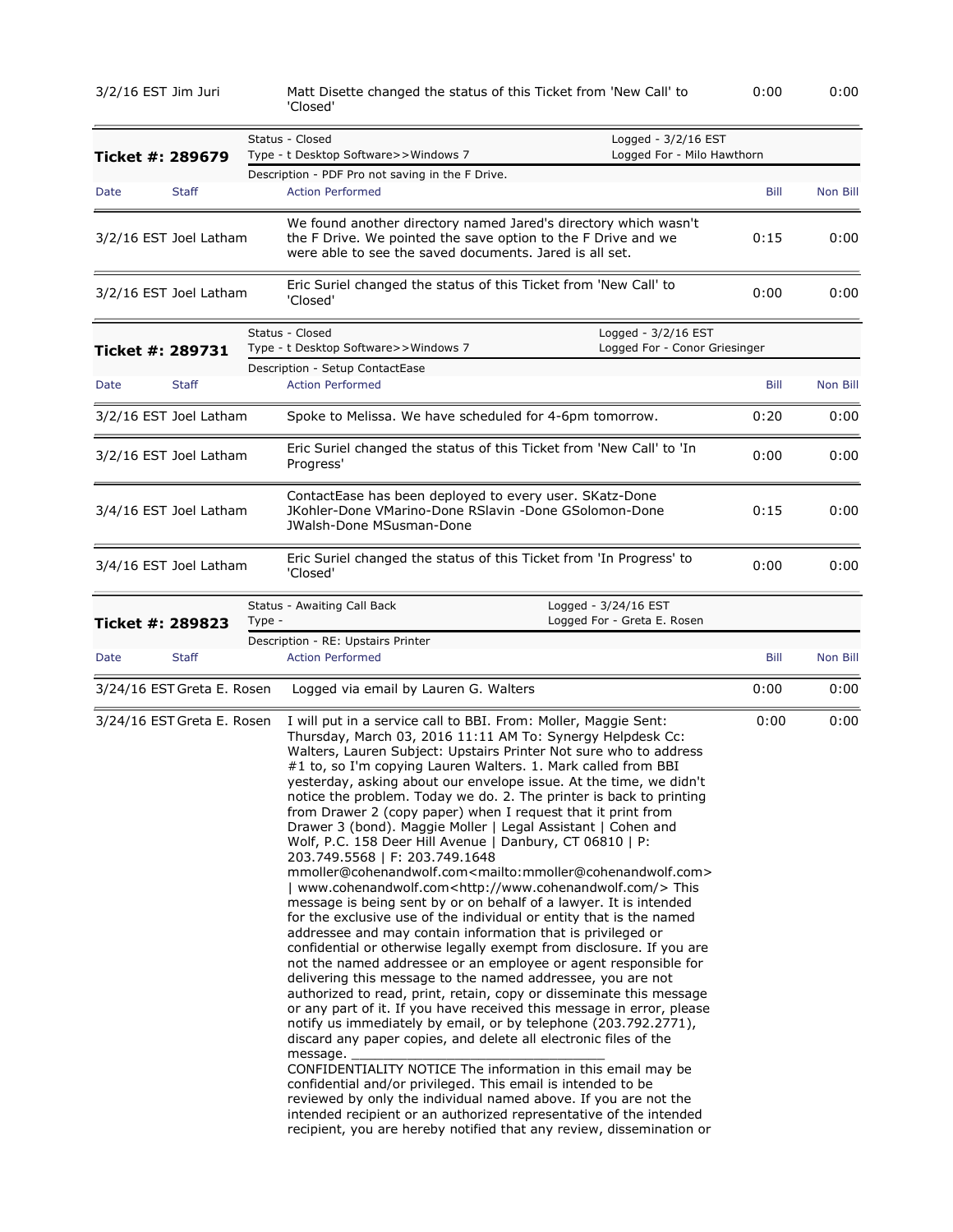| Date | Staff | Action Performed | Bill | Non Bill |
|---|---|---|---|---|
| 3/2/16 EST | Jim Juri | Matt Disette changed the status of this Ticket from 'New Call' to 'Closed' | 0:00 | 0:00 |

**Ticket #: 289679**

Status - Closed | Logged - 3/2/16 EST
Type - t Desktop Software>>Windows 7 | Logged For - Milo Hawthorn
Description - PDF Pro not saving in the F Drive.

| Date | Staff | Action Performed | Bill | Non Bill |
|---|---|---|---|---|
| 3/2/16 EST | Joel Latham | We found another directory named Jared's directory which wasn't the F Drive. We pointed the save option to the F Drive and we were able to see the saved documents. Jared is all set. | 0:15 | 0:00 |
| 3/2/16 EST | Joel Latham | Eric Suriel changed the status of this Ticket from 'New Call' to 'Closed' | 0:00 | 0:00 |

**Ticket #: 289731**

Status - Closed | Logged - 3/2/16 EST
Type - t Desktop Software>>Windows 7 | Logged For - Conor Griesinger
Description - Setup ContactEase

| Date | Staff | Action Performed | Bill | Non Bill |
|---|---|---|---|---|
| 3/2/16 EST | Joel Latham | Spoke to Melissa. We have scheduled for 4-6pm tomorrow. | 0:20 | 0:00 |
| 3/2/16 EST | Joel Latham | Eric Suriel changed the status of this Ticket from 'New Call' to 'In Progress' | 0:00 | 0:00 |
| 3/4/16 EST | Joel Latham | ContactEase has been deployed to every user. SKatz-Done JKohler-Done VMarino-Done RSlavin -Done GSolomon-Done JWalsh-Done MSusman-Done | 0:15 | 0:00 |
| 3/4/16 EST | Joel Latham | Eric Suriel changed the status of this Ticket from 'In Progress' to 'Closed' | 0:00 | 0:00 |

**Ticket #: 289823**

Status - Awaiting Call Back | Logged - 3/24/16 EST
Type - | Logged For - Greta E. Rosen
Description - RE: Upstairs Printer

| Date | Staff | Action Performed | Bill | Non Bill |
|---|---|---|---|---|
| 3/24/16 EST | Greta E. Rosen | Logged via email by Lauren G. Walters | 0:00 | 0:00 |
| 3/24/16 EST | Greta E. Rosen | I will put in a service call to BBI. From: Moller, Maggie Sent: Thursday, March 03, 2016 11:11 AM To: Synergy Helpdesk Cc: Walters, Lauren Subject: Upstairs Printer Not sure who to address #1 to, so I'm copying Lauren Walters. 1. Mark called from BBI yesterday, asking about our envelope issue. At the time, we didn't notice the problem. Today we do. 2. The printer is back to printing from Drawer 2 (copy paper) when I request that it print from Drawer 3 (bond). Maggie Moller \| Legal Assistant \| Cohen and Wolf, P.C. 158 Deer Hill Avenue \| Danbury, CT 06810 \| P: 203.749.5568 \| F: 203.749.1648 mmoller@cohenandwolf.com<mailto:mmoller@cohenandwolf.com> \| www.cohenandwolf.com<http://www.cohenandwolf.com/> This message is being sent by or on behalf of a lawyer. It is intended for the exclusive use of the individual or entity that is the named addressee and may contain information that is privileged or confidential or otherwise legally exempt from disclosure. If you are not the named addressee or an employee or agent responsible for delivering this message to the named addressee, you are not authorized to read, print, retain, copy or disseminate this message or any part of it. If you have received this message in error, please notify us immediately by email, or by telephone (203.792.2771), discard any paper copies, and delete all electronic files of the message. ________________________________ CONFIDENTIALITY NOTICE The information in this email may be confidential and/or privileged. This email is intended to be reviewed by only the individual named above. If you are not the intended recipient or an authorized representative of the intended recipient, you are hereby notified that any review, dissemination or | 0:00 | 0:00 |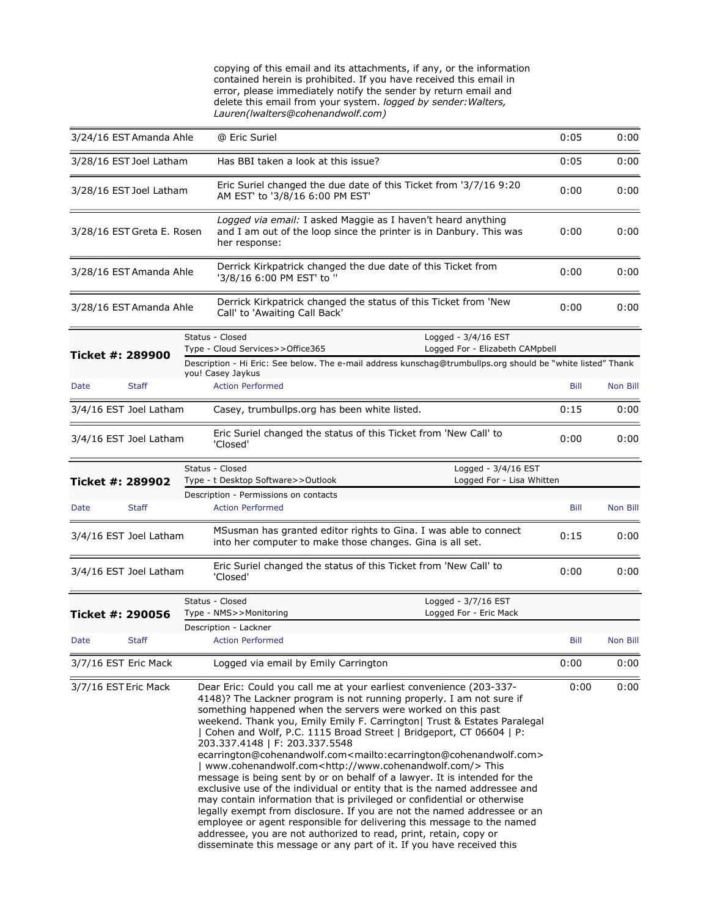copying of this email and its attachments, if any, or the information contained herein is prohibited. If you have received this email in error, please immediately notify the sender by return email and delete this email from your system. *logged by sender:Walters, Lauren(lwalters@cohenandwolf.com)*

| Date | Staff | Action Performed | Bill | Non Bill |
|---|---|---|---|---|
| 3/24/16 EST | Amanda Ahle | @ Eric Suriel | 0:05 | 0:00 |
| 3/28/16 EST | Joel Latham | Has BBI taken a look at this issue? | 0:05 | 0:00 |
| 3/28/16 EST | Joel Latham | Eric Suriel changed the due date of this Ticket from '3/7/16 9:20 AM EST' to '3/8/16 6:00 PM EST' | 0:00 | 0:00 |
| 3/28/16 EST | Greta E. Rosen | *Logged via email:* I asked Maggie as I haven't heard anything and I am out of the loop since the printer is in Danbury. This was her response: | 0:00 | 0:00 |
| 3/28/16 EST | Amanda Ahle | Derrick Kirkpatrick changed the due date of this Ticket from '3/8/16 6:00 PM EST' to '' | 0:00 | 0:00 |
| 3/28/16 EST | Amanda Ahle | Derrick Kirkpatrick changed the status of this Ticket from 'New Call' to 'Awaiting Call Back' | 0:00 | 0:00 |

**Ticket #: 289900**

Status - Closed
Type - Cloud Services>>Office365
Logged - 3/4/16 EST
Logged For - Elizabeth CAMpbell

Description - Hi Eric: See below. The e-mail address kunschag@trumbullps.org should be "white listed" Thank you! Casey Jaykus

| Date | Staff | Action Performed | Bill | Non Bill |
|---|---|---|---|---|
| 3/4/16 EST | Joel Latham | Casey, trumbullps.org has been white listed. | 0:15 | 0:00 |
| 3/4/16 EST | Joel Latham | Eric Suriel changed the status of this Ticket from 'New Call' to 'Closed' | 0:00 | 0:00 |

**Ticket #: 289902**

Status - Closed
Type - t Desktop Software>>Outlook
Logged - 3/4/16 EST
Logged For - Lisa Whitten

Description - Permissions on contacts

| Date | Staff | Action Performed | Bill | Non Bill |
|---|---|---|---|---|
| 3/4/16 EST | Joel Latham | MSusman has granted editor rights to Gina. I was able to connect into her computer to make those changes. Gina is all set. | 0:15 | 0:00 |
| 3/4/16 EST | Joel Latham | Eric Suriel changed the status of this Ticket from 'New Call' to 'Closed' | 0:00 | 0:00 |

**Ticket #: 290056**

Status - Closed
Type - NMS>>Monitoring
Logged - 3/7/16 EST
Logged For - Eric Mack

Description - Lackner

| Date | Staff | Action Performed | Bill | Non Bill |
|---|---|---|---|---|
| 3/7/16 EST | Eric Mack | Logged via email by Emily Carrington | 0:00 | 0:00 |
| 3/7/16 EST | Eric Mack | Dear Eric: Could you call me at your earliest convenience (203-337-4148)? The Lackner program is not running properly. I am not sure if something happened when the servers were worked on this past weekend. Thank you, Emily Emily F. Carrington\| Trust & Estates Paralegal \| Cohen and Wolf, P.C. 1115 Broad Street \| Bridgeport, CT 06604 \| P: 203.337.4148 \| F: 203.337.5548 ecarrington@cohenandwolf.com<mailto:ecarrington@cohenandwolf.com> \| www.cohenandwolf.com<http://www.cohenandwolf.com/> This message is being sent by or on behalf of a lawyer. It is intended for the exclusive use of the individual or entity that is the named addressee and may contain information that is privileged or confidential or otherwise legally exempt from disclosure. If you are not the named addressee or an employee or agent responsible for delivering this message to the named addressee, you are not authorized to read, print, retain, copy or disseminate this message or any part of it. If you have received this | 0:00 | 0:00 |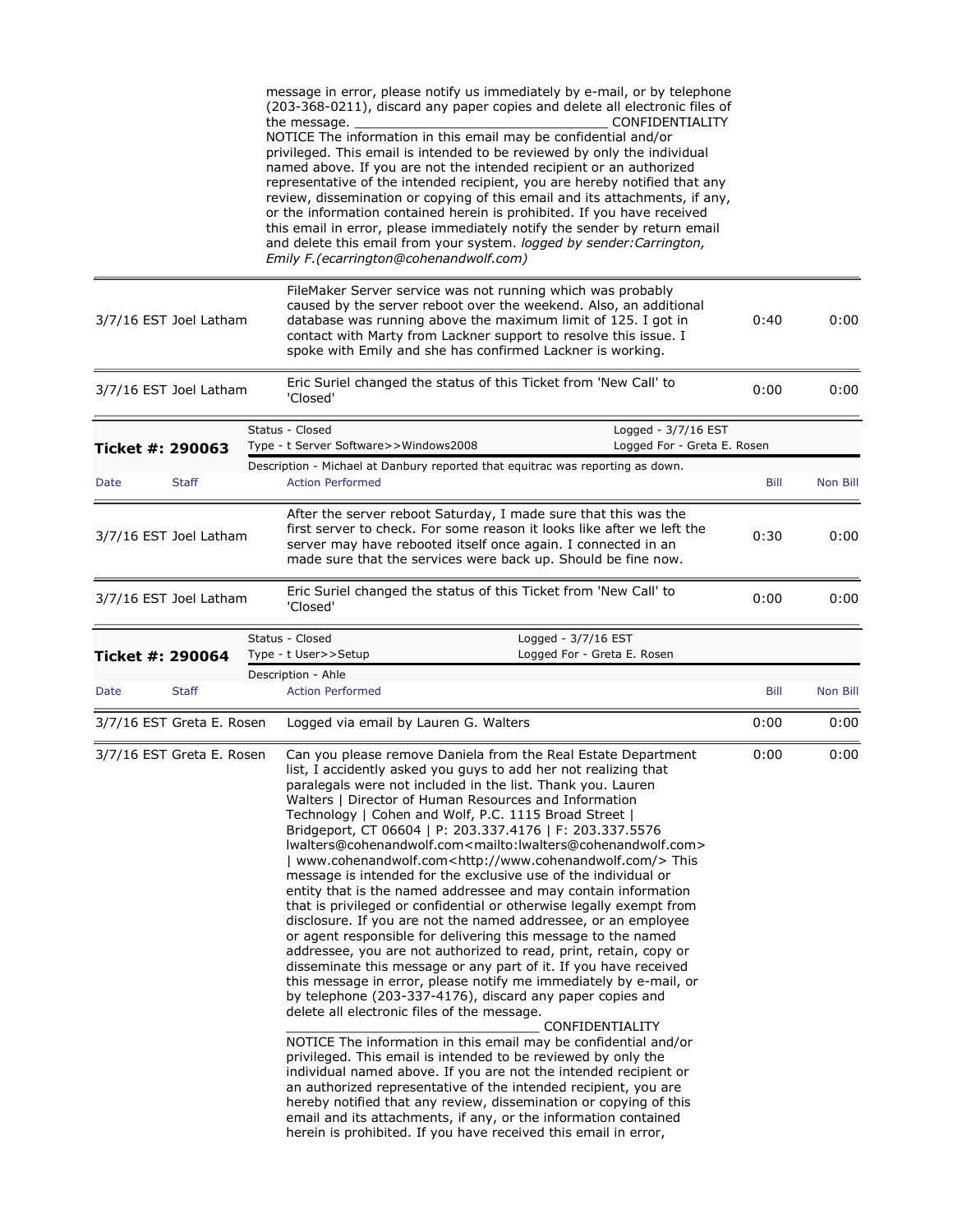message in error, please notify us immediately by e-mail, or by telephone (203-368-0211), discard any paper copies and delete all electronic files of the message. _________________________________ CONFIDENTIALITY NOTICE The information in this email may be confidential and/or privileged. This email is intended to be reviewed by only the individual named above. If you are not the intended recipient or an authorized representative of the intended recipient, you are hereby notified that any review, dissemination or copying of this email and its attachments, if any, or the information contained herein is prohibited. If you have received this email in error, please immediately notify the sender by return email and delete this email from your system. *logged by sender:Carrington, Emily F.(ecarrington@cohenandwolf.com)*

| Date | Staff | Action Performed | Bill | Non Bill |
|---|---|---|---|---|
| 3/7/16 EST | Joel Latham | FileMaker Server service was not running which was probably caused by the server reboot over the weekend. Also, an additional database was running above the maximum limit of 125. I got in contact with Marty from Lackner support to resolve this issue. I spoke with Emily and she has confirmed Lackner is working. | 0:40 | 0:00 |
| 3/7/16 EST | Joel Latham | Eric Suriel changed the status of this Ticket from 'New Call' to 'Closed' | 0:00 | 0:00 |

**Ticket #: 290063**

Status - Closed | Logged - 3/7/16 EST
Type - t Server Software>>Windows2008 | Logged For - Greta E. Rosen
Description - Michael at Danbury reported that equitrac was reporting as down.

| Date | Staff | Action Performed | Bill | Non Bill |
|---|---|---|---|---|
| 3/7/16 EST | Joel Latham | After the server reboot Saturday, I made sure that this was the first server to check. For some reason it looks like after we left the server may have rebooted itself once again. I connected in an made sure that the services were back up. Should be fine now. | 0:30 | 0:00 |
| 3/7/16 EST | Joel Latham | Eric Suriel changed the status of this Ticket from 'New Call' to 'Closed' | 0:00 | 0:00 |

**Ticket #: 290064**

Status - Closed | Logged - 3/7/16 EST
Type - t User>>Setup | Logged For - Greta E. Rosen
Description - Ahle

| Date | Staff | Action Performed | Bill | Non Bill |
|---|---|---|---|---|
| 3/7/16 EST | Greta E. Rosen | Logged via email by Lauren G. Walters | 0:00 | 0:00 |
| 3/7/16 EST | Greta E. Rosen | Can you please remove Daniela from the Real Estate Department list, I accidently asked you guys to add her not realizing that paralegals were not included in the list. Thank you. Lauren Walters \| Director of Human Resources and Information Technology \| Cohen and Wolf, P.C. 1115 Broad Street \| Bridgeport, CT 06604 \| P: 203.337.4176 \| F: 203.337.5576 lwalters@cohenandwolf.com<mailto:lwalters@cohenandwolf.com> \| www.cohenandwolf.com<http://www.cohenandwolf.com/> This message is intended for the exclusive use of the individual or entity that is the named addressee and may contain information that is privileged or confidential or otherwise legally exempt from disclosure. If you are not the named addressee, or an employee or agent responsible for delivering this message to the named addressee, you are not authorized to read, print, retain, copy or disseminate this message or any part of it. If you have received this message in error, please notify me immediately by e-mail, or by telephone (203-337-4176), discard any paper copies and delete all electronic files of the message. _________________________________ CONFIDENTIALITY NOTICE The information in this email may be confidential and/or privileged. This email is intended to be reviewed by only the individual named above. If you are not the intended recipient or an authorized representative of the intended recipient, you are hereby notified that any review, dissemination or copying of this email and its attachments, if any, or the information contained herein is prohibited. If you have received this email in error, | 0:00 | 0:00 |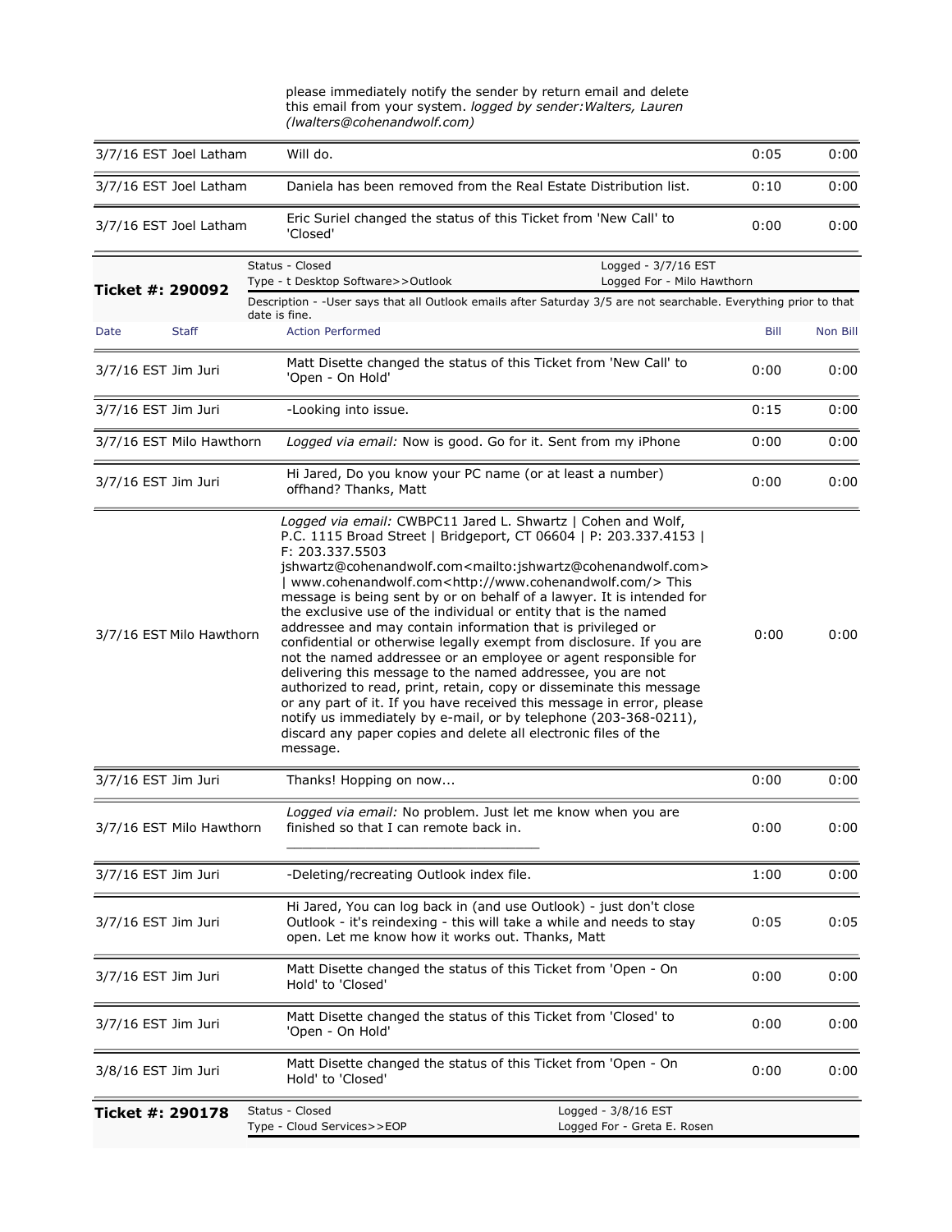please immediately notify the sender by return email and delete this email from your system. *logged by sender:Walters, Lauren (lwalters@cohenandwolf.com)*

| Date | Staff | Action Performed | Bill | Non Bill |
|---|---|---|---|---|
| 3/7/16 EST | Joel Latham | Will do. | 0:05 | 0:00 |
| 3/7/16 EST | Joel Latham | Daniela has been removed from the Real Estate Distribution list. | 0:10 | 0:00 |
| 3/7/16 EST | Joel Latham | Eric Suriel changed the status of this Ticket from 'New Call' to 'Closed' | 0:00 | 0:00 |

**Ticket #: 290092**

Status - Closed
Type - t Desktop Software>>Outlook
Logged - 3/7/16 EST
Logged For - Milo Hawthorn

Description - -User says that all Outlook emails after Saturday 3/5 are not searchable. Everything prior to that date is fine.

| Date | Staff | Action Performed | Bill | Non Bill |
|---|---|---|---|---|
| 3/7/16 EST | Jim Juri | Matt Disette changed the status of this Ticket from 'New Call' to 'Open - On Hold' | 0:00 | 0:00 |
| 3/7/16 EST | Jim Juri | -Looking into issue. | 0:15 | 0:00 |
| 3/7/16 EST | Milo Hawthorn | *Logged via email:* Now is good. Go for it. Sent from my iPhone | 0:00 | 0:00 |
| 3/7/16 EST | Jim Juri | Hi Jared, Do you know your PC name (or at least a number) offhand? Thanks, Matt | 0:00 | 0:00 |
| 3/7/16 EST | Milo Hawthorn | *Logged via email:* CWBPC11 Jared L. Shwartz \| Cohen and Wolf, P.C. 1115 Broad Street \| Bridgeport, CT 06604 \| P: 203.337.4153 \| F: 203.337.5503 jshwartz@cohenandwolf.com<mailto:jshwartz@cohenandwolf.com> \| www.cohenandwolf.com<http://www.cohenandwolf.com/> This message is being sent by or on behalf of a lawyer. It is intended for the exclusive use of the individual or entity that is the named addressee and may contain information that is privileged or confidential or otherwise legally exempt from disclosure. If you are not the named addressee or an employee or agent responsible for delivering this message to the named addressee, you are not authorized to read, print, retain, copy or disseminate this message or any part of it. If you have received this message in error, please notify us immediately by e-mail, or by telephone (203-368-0211), discard any paper copies and delete all electronic files of the message. | 0:00 | 0:00 |
| 3/7/16 EST | Jim Juri | Thanks! Hopping on now... | 0:00 | 0:00 |
| 3/7/16 EST | Milo Hawthorn | *Logged via email:* No problem. Just let me know when you are finished so that I can remote back in. ________________________________ | 0:00 | 0:00 |
| 3/7/16 EST | Jim Juri | -Deleting/recreating Outlook index file. | 1:00 | 0:00 |
| 3/7/16 EST | Jim Juri | Hi Jared, You can log back in (and use Outlook) - just don't close Outlook - it's reindexing - this will take a while and needs to stay open. Let me know how it works out. Thanks, Matt | 0:05 | 0:05 |
| 3/7/16 EST | Jim Juri | Matt Disette changed the status of this Ticket from 'Open - On Hold' to 'Closed' | 0:00 | 0:00 |
| 3/7/16 EST | Jim Juri | Matt Disette changed the status of this Ticket from 'Closed' to 'Open - On Hold' | 0:00 | 0:00 |
| 3/8/16 EST | Jim Juri | Matt Disette changed the status of this Ticket from 'Open - On Hold' to 'Closed' | 0:00 | 0:00 |

**Ticket #: 290178**

Status - Closed
Type - Cloud Services>>EOP
Logged - 3/8/16 EST
Logged For - Greta E. Rosen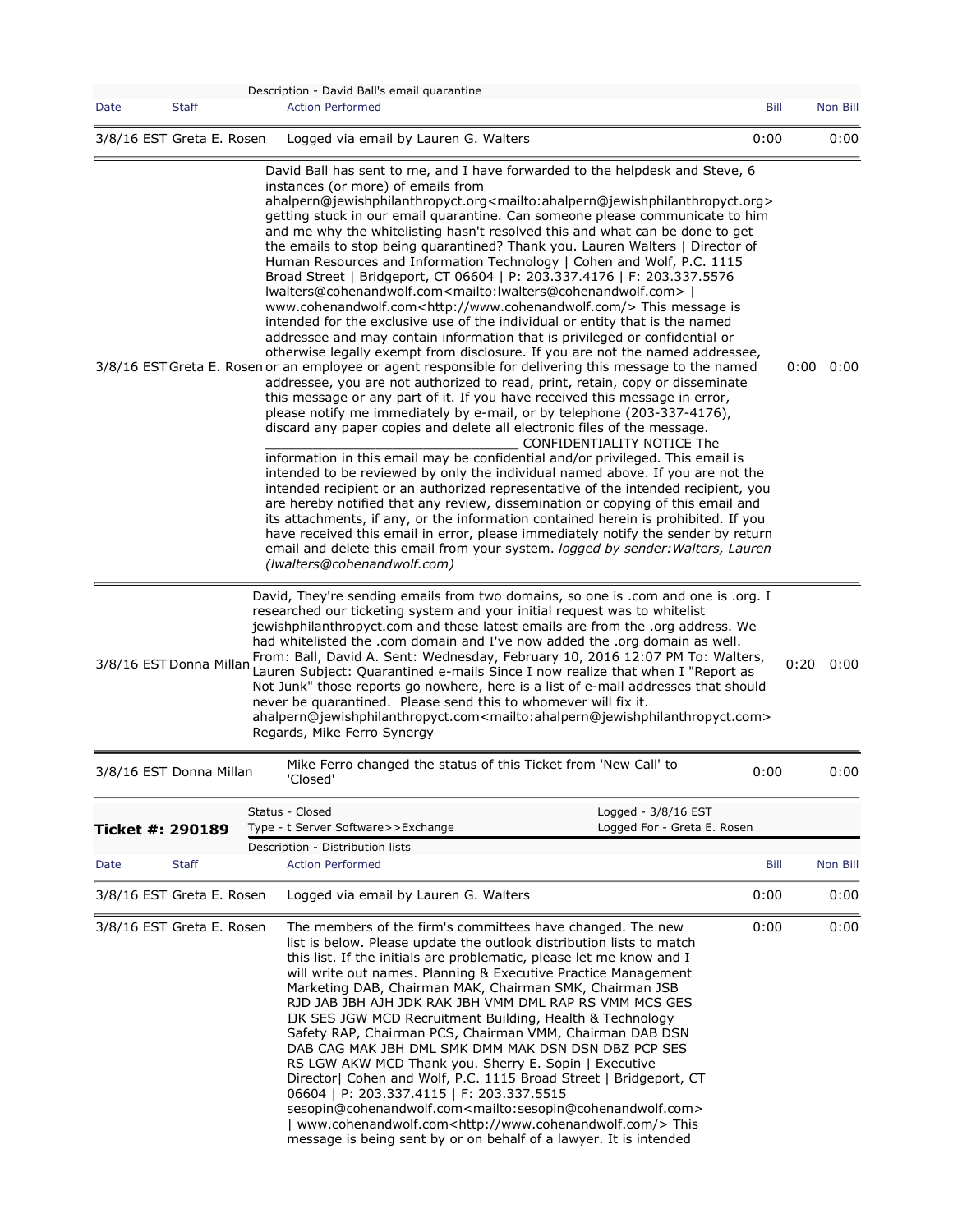Description - David Ball's email quarantine

| Date | Staff | Action Performed | Bill | Non Bill |
|---|---|---|---|---|
| 3/8/16 EST | Greta E. Rosen | Logged via email by Lauren G. Walters | 0:00 | 0:00 |
| 3/8/16 EST | Greta E. Rosen | David Ball has sent to me, and I have forwarded to the helpdesk and Steve, 6 instances (or more) of emails from ahalpern@jewishphilanthropyct.org<mailto:ahalpern@jewishphilanthropyct.org> getting stuck in our email quarantine. Can someone please communicate to him and me why the whitelisting hasn't resolved this and what can be done to get the emails to stop being quarantined? Thank you. Lauren Walters \| Director of Human Resources and Information Technology \| Cohen and Wolf, P.C. 1115 Broad Street \| Bridgeport, CT 06604 \| P: 203.337.4176 \| F: 203.337.5576 lwalters@cohenandwolf.com<mailto:lwalters@cohenandwolf.com> \| www.cohenandwolf.com<http://www.cohenandwolf.com/> This message is intended for the exclusive use of the individual or entity that is the named addressee and may contain information that is privileged or confidential or otherwise legally exempt from disclosure. If you are not the named addressee, or an employee or agent responsible for delivering this message to the named addressee, you are not authorized to read, print, retain, copy or disseminate this message or any part of it. If you have received this message in error, please notify me immediately by e-mail, or by telephone (203-337-4176), discard any paper copies and delete all electronic files of the message. ________________________________ CONFIDENTIALITY NOTICE The information in this email may be confidential and/or privileged. This email is intended to be reviewed by only the individual named above. If you are not the intended recipient or an authorized representative of the intended recipient, you are hereby notified that any review, dissemination or copying of this email and its attachments, if any, or the information contained herein is prohibited. If you have received this email in error, please immediately notify the sender by return email and delete this email from your system. *logged by sender:Walters, Lauren (lwalters@cohenandwolf.com)* | 0:00 | 0:00 |
| 3/8/16 EST | Donna Millan | David, They're sending emails from two domains, so one is .com and one is .org. I researched our ticketing system and your initial request was to whitelist jewishphilanthropyct.com and these latest emails are from the .org address. We had whitelisted the .com domain and I've now added the .org domain as well. From: Ball, David A. Sent: Wednesday, February 10, 2016 12:07 PM To: Walters, Lauren Subject: Quarantined e-mails Since I now realize that when I "Report as Not Junk" those reports go nowhere, here is a list of e-mail addresses that should never be quarantined. Please send this to whomever will fix it. ahalpern@jewishphilanthropyct.com<mailto:ahalpern@jewishphilanthropyct.com> Regards, Mike Ferro Synergy | 0:20 | 0:00 |
| 3/8/16 EST | Donna Millan | Mike Ferro changed the status of this Ticket from 'New Call' to 'Closed' | 0:00 | 0:00 |

**Ticket #: 290189**

Status - Closed
Type - t Server Software>>Exchange
Logged - 3/8/16 EST
Logged For - Greta E. Rosen

Description - Distribution lists

| Date | Staff | Action Performed | Bill | Non Bill |
|---|---|---|---|---|
| 3/8/16 EST | Greta E. Rosen | Logged via email by Lauren G. Walters | 0:00 | 0:00 |
| 3/8/16 EST | Greta E. Rosen | The members of the firm's committees have changed. The new list is below. Please update the outlook distribution lists to match this list. If the initials are problematic, please let me know and I will write out names. Planning & Executive Practice Management Marketing DAB, Chairman MAK, Chairman SMK, Chairman JSB RJD JAB JBH AJH JDK RAK JBH VMM DML RAP RS VMM MCS GES IJK SES JGW MCD Recruitment Building, Health & Technology Safety RAP, Chairman PCS, Chairman VMM, Chairman DAB DSN DAB CAG MAK JBH DML SMK DMM MAK DSN DSN DBZ PCP SES RS LGW AKW MCD Thank you. Sherry E. Sopin \| Executive Director\| Cohen and Wolf, P.C. 1115 Broad Street \| Bridgeport, CT 06604 \| P: 203.337.4115 \| F: 203.337.5515 sesopin@cohenandwolf.com<mailto:sesopin@cohenandwolf.com> \| www.cohenandwolf.com<http://www.cohenandwolf.com/> This message is being sent by or on behalf of a lawyer. It is intended | 0:00 | 0:00 |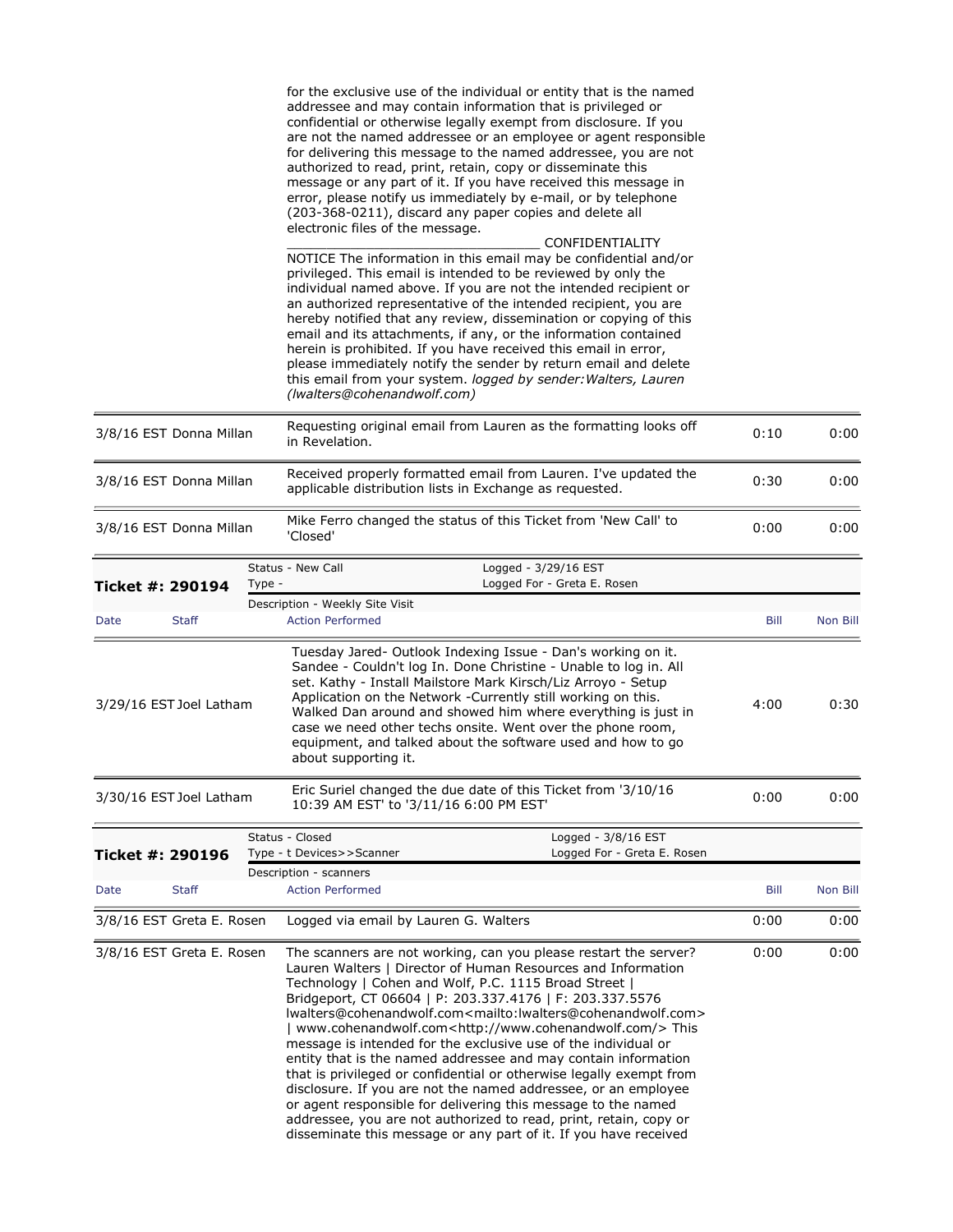for the exclusive use of the individual or entity that is the named addressee and may contain information that is privileged or confidential or otherwise legally exempt from disclosure. If you are not the named addressee or an employee or agent responsible for delivering this message to the named addressee, you are not authorized to read, print, retain, copy or disseminate this message or any part of it. If you have received this message in error, please notify us immediately by e-mail, or by telephone (203-368-0211), discard any paper copies and delete all electronic files of the message. _________________________________ CONFIDENTIALITY NOTICE The information in this email may be confidential and/or privileged. This email is intended to be reviewed by only the individual named above. If you are not the intended recipient or an authorized representative of the intended recipient, you are hereby notified that any review, dissemination or copying of this email and its attachments, if any, or the information contained herein is prohibited. If you have received this email in error, please immediately notify the sender by return email and delete this email from your system. *logged by sender:Walters, Lauren (lwalters@cohenandwolf.com)*

| Date | Staff | Action Performed | Bill | Non Bill |
|---|---|---|---|---|
| 3/8/16 EST | Donna Millan | Requesting original email from Lauren as the formatting looks off in Revelation. | 0:10 | 0:00 |
| 3/8/16 EST | Donna Millan | Received properly formatted email from Lauren. I've updated the applicable distribution lists in Exchange as requested. | 0:30 | 0:00 |
| 3/8/16 EST | Donna Millan | Mike Ferro changed the status of this Ticket from 'New Call' to 'Closed' | 0:00 | 0:00 |

**Ticket #: 290194**

Status - New Call | Type - | Logged - 3/29/16 EST | Logged For - Greta E. Rosen

Description - Weekly Site Visit

| Date | Staff | Action Performed | Bill | Non Bill |
|---|---|---|---|---|
| 3/29/16 EST | Joel Latham | Tuesday Jared- Outlook Indexing Issue - Dan's working on it. Sandee - Couldn't log In. Done Christine - Unable to log in. All set. Kathy - Install Mailstore Mark Kirsch/Liz Arroyo - Setup Application on the Network -Currently still working on this. Walked Dan around and showed him where everything is just in case we need other techs onsite. Went over the phone room, equipment, and talked about the software used and how to go about supporting it. | 4:00 | 0:30 |
| 3/30/16 EST | Joel Latham | Eric Suriel changed the due date of this Ticket from '3/10/16 10:39 AM EST' to '3/11/16 6:00 PM EST' | 0:00 | 0:00 |

**Ticket #: 290196**

Status - Closed | Type - t Devices>>Scanner | Logged - 3/8/16 EST | Logged For - Greta E. Rosen

Description - scanners

| Date | Staff | Action Performed | Bill | Non Bill |
|---|---|---|---|---|
| 3/8/16 EST | Greta E. Rosen | Logged via email by Lauren G. Walters | 0:00 | 0:00 |
| 3/8/16 EST | Greta E. Rosen | The scanners are not working, can you please restart the server? Lauren Walters \| Director of Human Resources and Information Technology \| Cohen and Wolf, P.C. 1115 Broad Street \| Bridgeport, CT 06604 \| P: 203.337.4176 \| F: 203.337.5576 lwalters@cohenandwolf.com<mailto:lwalters@cohenandwolf.com> \| www.cohenandwolf.com<http://www.cohenandwolf.com/> This message is intended for the exclusive use of the individual or entity that is the named addressee and may contain information that is privileged or confidential or otherwise legally exempt from disclosure. If you are not the named addressee, or an employee or agent responsible for delivering this message to the named addressee, you are not authorized to read, print, retain, copy or disseminate this message or any part of it. If you have received | 0:00 | 0:00 |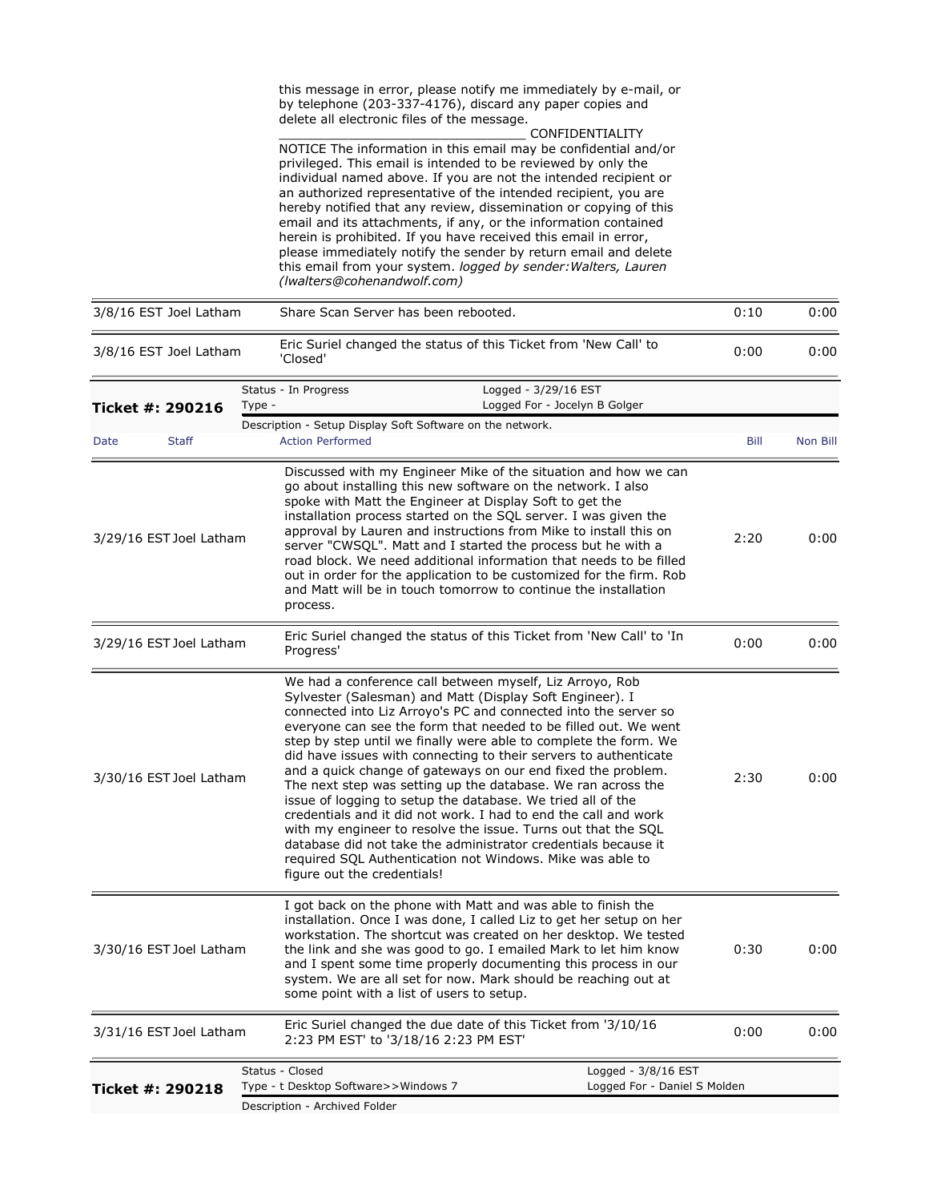this message in error, please notify me immediately by e-mail, or by telephone (203-337-4176), discard any paper copies and delete all electronic files of the message.
_______________________________ CONFIDENTIALITY NOTICE The information in this email may be confidential and/or privileged. This email is intended to be reviewed by only the individual named above. If you are not the intended recipient or an authorized representative of the intended recipient, you are hereby notified that any review, dissemination or copying of this email and its attachments, if any, or the information contained herein is prohibited. If you have received this email in error, please immediately notify the sender by return email and delete this email from your system. *logged by sender:Walters, Lauren (lwalters@cohenandwolf.com)*

| Date | Staff | Action Performed | Bill | Non Bill |
|---|---|---|---|---|
| 3/8/16 EST | Joel Latham | Share Scan Server has been rebooted. | 0:10 | 0:00 |
| 3/8/16 EST | Joel Latham | Eric Suriel changed the status of this Ticket from 'New Call' to 'Closed' | 0:00 | 0:00 |

**Ticket #: 290216**

Status - In Progress | Logged - 3/29/16 EST
Type - | Logged For - Jocelyn B Golger
Description - Setup Display Soft Software on the network.

| Date | Staff | Action Performed | Bill | Non Bill |
|---|---|---|---|---|
| 3/29/16 EST | Joel Latham | Discussed with my Engineer Mike of the situation and how we can go about installing this new software on the network. I also spoke with Matt the Engineer at Display Soft to get the installation process started on the SQL server. I was given the approval by Lauren and instructions from Mike to install this on server "CWSQL". Matt and I started the process but he with a road block. We need additional information that needs to be filled out in order for the application to be customized for the firm. Rob and Matt will be in touch tomorrow to continue the installation process. | 2:20 | 0:00 |
| 3/29/16 EST | Joel Latham | Eric Suriel changed the status of this Ticket from 'New Call' to 'In Progress' | 0:00 | 0:00 |
| 3/30/16 EST | Joel Latham | We had a conference call between myself, Liz Arroyo, Rob Sylvester (Salesman) and Matt (Display Soft Engineer). I connected into Liz Arroyo's PC and connected into the server so everyone can see the form that needed to be filled out. We went step by step until we finally were able to complete the form. We did have issues with connecting to their servers to authenticate and a quick change of gateways on our end fixed the problem. The next step was setting up the database. We ran across the issue of logging to setup the database. We tried all of the credentials and it did not work. I had to end the call and work with my engineer to resolve the issue. Turns out that the SQL database did not take the administrator credentials because it required SQL Authentication not Windows. Mike was able to figure out the credentials! | 2:30 | 0:00 |
| 3/30/16 EST | Joel Latham | I got back on the phone with Matt and was able to finish the installation. Once I was done, I called Liz to get her setup on her workstation. The shortcut was created on her desktop. We tested the link and she was good to go. I emailed Mark to let him know and I spent some time properly documenting this process in our system. We are all set for now. Mark should be reaching out at some point with a list of users to setup. | 0:30 | 0:00 |
| 3/31/16 EST | Joel Latham | Eric Suriel changed the due date of this Ticket from '3/10/16 2:23 PM EST' to '3/18/16 2:23 PM EST' | 0:00 | 0:00 |

**Ticket #: 290218**

Status - Closed | Logged - 3/8/16 EST
Type - t Desktop Software>>Windows 7 | Logged For - Daniel S Molden
Description - Archived Folder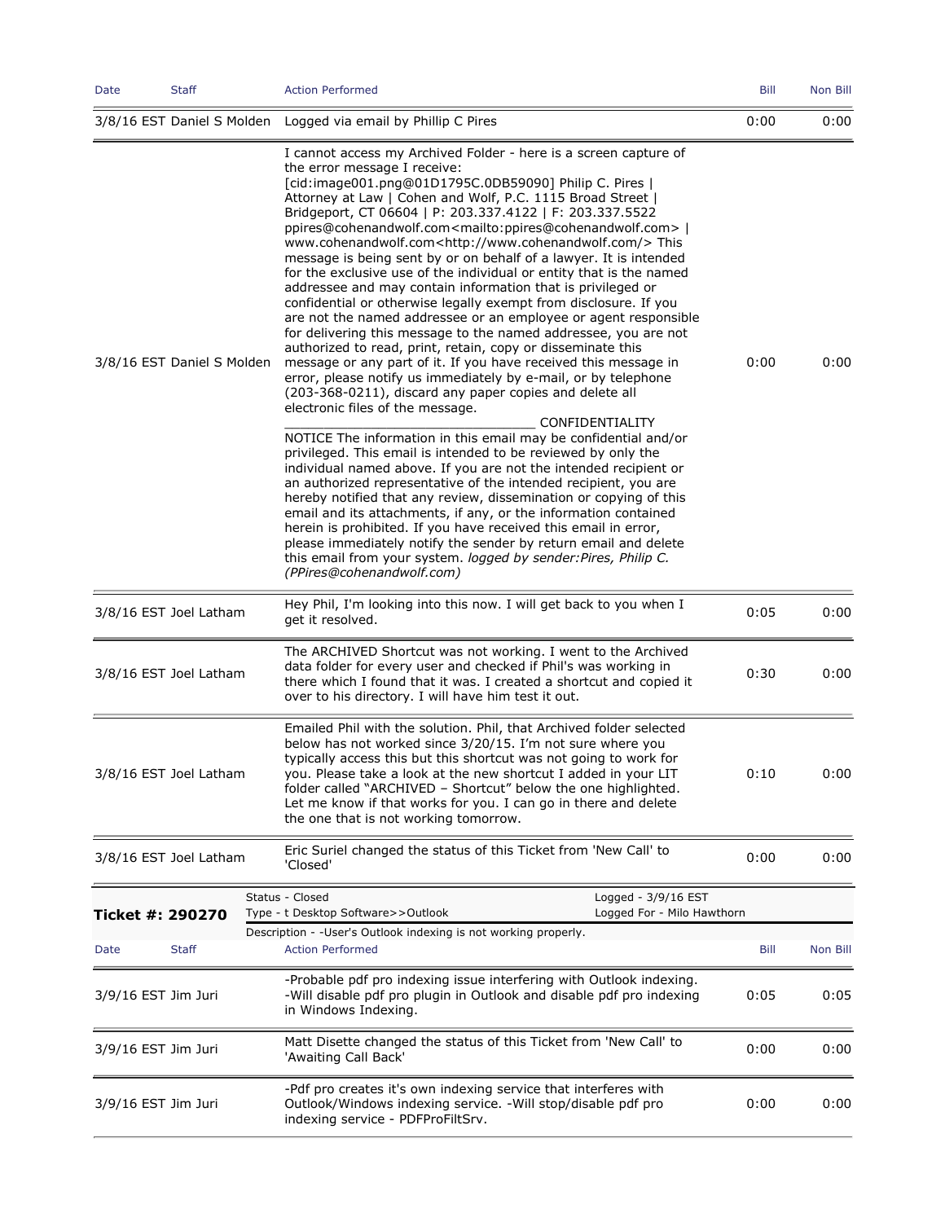| Date | Staff | Action Performed | Bill | Non Bill |
| --- | --- | --- | --- | --- |
| 3/8/16 EST | Daniel S Molden | Logged via email by Phillip C Pires | 0:00 | 0:00 |
| 3/8/16 EST | Daniel S Molden | I cannot access my Archived Folder - here is a screen capture of the error message I receive: [cid:image001.png@01D1795C.0DB59090] Philip C. Pires \| Attorney at Law \| Cohen and Wolf, P.C. 1115 Broad Street \| Bridgeport, CT 06604 \| P: 203.337.4122 \| F: 203.337.5522 ppires@cohenandwolf.com<mailto:ppires@cohenandwolf.com> \| www.cohenandwolf.com<http://www.cohenandwolf.com/> This message is being sent by or on behalf of a lawyer. It is intended for the exclusive use of the individual or entity that is the named addressee and may contain information that is privileged or confidential or otherwise legally exempt from disclosure. If you are not the named addressee or an employee or agent responsible for delivering this message to the named addressee, you are not authorized to read, print, retain, copy or disseminate this message or any part of it. If you have received this message in error, please notify us immediately by e-mail, or by telephone (203-368-0211), discard any paper copies and delete all electronic files of the message. _________________________________ CONFIDENTIALITY NOTICE The information in this email may be confidential and/or privileged. This email is intended to be reviewed by only the individual named above. If you are not the intended recipient or an authorized representative of the intended recipient, you are hereby notified that any review, dissemination or copying of this email and its attachments, if any, or the information contained herein is prohibited. If you have received this email in error, please immediately notify the sender by return email and delete this email from your system. *logged by sender:Pires, Philip C. (PPires@cohenandwolf.com)* | 0:00 | 0:00 |
| 3/8/16 EST | Joel Latham | Hey Phil, I'm looking into this now. I will get back to you when I get it resolved. | 0:05 | 0:00 |
| 3/8/16 EST | Joel Latham | The ARCHIVED Shortcut was not working. I went to the Archived data folder for every user and checked if Phil's was working in there which I found that it was. I created a shortcut and copied it over to his directory. I will have him test it out. | 0:30 | 0:00 |
| 3/8/16 EST | Joel Latham | Emailed Phil with the solution. Phil, that Archived folder selected below has not worked since 3/20/15. I'm not sure where you typically access this but this shortcut was not going to work for you. Please take a look at the new shortcut I added in your LIT folder called "ARCHIVED – Shortcut" below the one highlighted. Let me know if that works for you. I can go in there and delete the one that is not working tomorrow. | 0:10 | 0:00 |
| 3/8/16 EST | Joel Latham | Eric Suriel changed the status of this Ticket from 'New Call' to 'Closed' | 0:00 | 0:00 |

**Ticket #: 290270**

Status - Closed | Logged - 3/9/16 EST
Type - t Desktop Software>>Outlook | Logged For - Milo Hawthorn
Description - -User's Outlook indexing is not working properly.

| Date | Staff | Action Performed | Bill | Non Bill |
| --- | --- | --- | --- | --- |
| 3/9/16 EST | Jim Juri | -Probable pdf pro indexing issue interfering with Outlook indexing. -Will disable pdf pro plugin in Outlook and disable pdf pro indexing in Windows Indexing. | 0:05 | 0:05 |
| 3/9/16 EST | Jim Juri | Matt Disette changed the status of this Ticket from 'New Call' to 'Awaiting Call Back' | 0:00 | 0:00 |
| 3/9/16 EST | Jim Juri | -Pdf pro creates it's own indexing service that interferes with Outlook/Windows indexing service. -Will stop/disable pdf pro indexing service - PDFProFiltSrv. | 0:00 | 0:00 |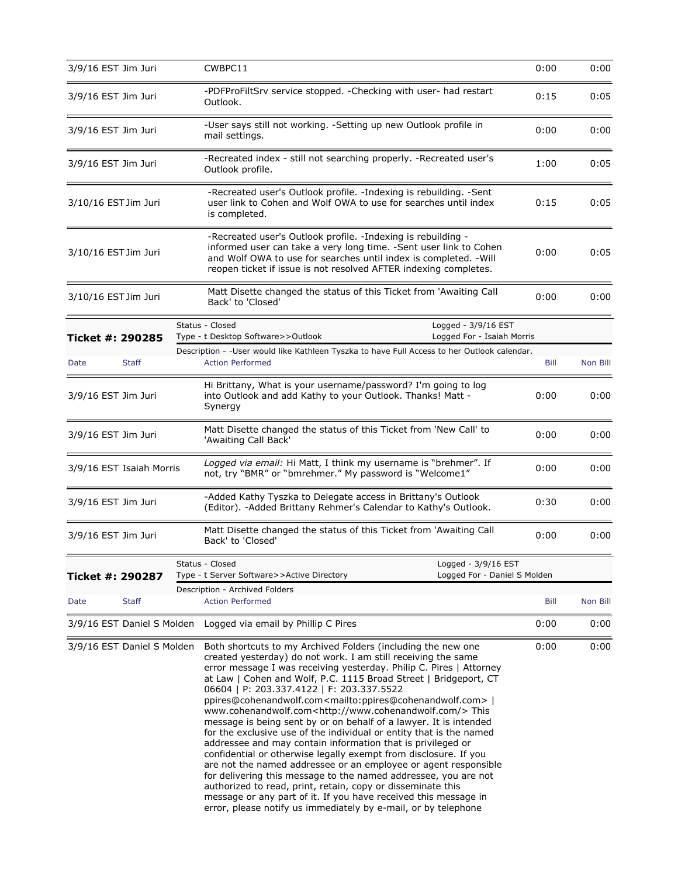| Date | Staff | Action Performed | Bill | Non Bill |
|---|---|---|---|---|
| 3/9/16 EST | Jim Juri | CWBPC11 | 0:00 | 0:00 |
| 3/9/16 EST | Jim Juri | -PDFProFiltSrv service stopped. -Checking with user- had restart Outlook. | 0:15 | 0:05 |
| 3/9/16 EST | Jim Juri | -User says still not working. -Setting up new Outlook profile in mail settings. | 0:00 | 0:00 |
| 3/9/16 EST | Jim Juri | -Recreated index - still not searching properly. -Recreated user's Outlook profile. | 1:00 | 0:05 |
| 3/10/16 EST | Jim Juri | -Recreated user's Outlook profile. -Indexing is rebuilding. -Sent user link to Cohen and Wolf OWA to use for searches until index is completed. | 0:15 | 0:05 |
| 3/10/16 EST | Jim Juri | -Recreated user's Outlook profile. -Indexing is rebuilding - informed user can take a very long time. -Sent user link to Cohen and Wolf OWA to use for searches until index is completed. -Will reopen ticket if issue is not resolved AFTER indexing completes. | 0:00 | 0:05 |
| 3/10/16 EST | Jim Juri | Matt Disette changed the status of this Ticket from 'Awaiting Call Back' to 'Closed' | 0:00 | 0:00 |

**Ticket #: 290285**

Status - Closed | Logged - 3/9/16 EST
Type - t Desktop Software>>Outlook | Logged For - Isaiah Morris
Description - -User would like Kathleen Tyszka to have Full Access to her Outlook calendar.

| Date | Staff | Action Performed | Bill | Non Bill |
|---|---|---|---|---|
| 3/9/16 EST | Jim Juri | Hi Brittany, What is your username/password? I'm going to log into Outlook and add Kathy to your Outlook. Thanks! Matt - Synergy | 0:00 | 0:00 |
| 3/9/16 EST | Jim Juri | Matt Disette changed the status of this Ticket from 'New Call' to 'Awaiting Call Back' | 0:00 | 0:00 |
| 3/9/16 EST | Isaiah Morris | *Logged via email:* Hi Matt, I think my username is "brehmer". If not, try "BMR" or "bmrehmer." My password is "Welcome1" | 0:00 | 0:00 |
| 3/9/16 EST | Jim Juri | -Added Kathy Tyszka to Delegate access in Brittany's Outlook (Editor). -Added Brittany Rehmer's Calendar to Kathy's Outlook. | 0:30 | 0:00 |
| 3/9/16 EST | Jim Juri | Matt Disette changed the status of this Ticket from 'Awaiting Call Back' to 'Closed' | 0:00 | 0:00 |

**Ticket #: 290287**

Status - Closed | Logged - 3/9/16 EST
Type - t Server Software>>Active Directory | Logged For - Daniel S Molden
Description - Archived Folders

| Date | Staff | Action Performed | Bill | Non Bill |
|---|---|---|---|---|
| 3/9/16 EST | Daniel S Molden | Logged via email by Phillip C Pires | 0:00 | 0:00 |
| 3/9/16 EST | Daniel S Molden | Both shortcuts to my Archived Folders (including the new one created yesterday) do not work. I am still receiving the same error message I was receiving yesterday. Philip C. Pires \| Attorney at Law \| Cohen and Wolf, P.C. 1115 Broad Street \| Bridgeport, CT 06604 \| P: 203.337.4122 \| F: 203.337.5522 ppires@cohenandwolf.com<mailto:ppires@cohenandwolf.com> \| www.cohenandwolf.com<http://www.cohenandwolf.com/> This message is being sent by or on behalf of a lawyer. It is intended for the exclusive use of the individual or entity that is the named addressee and may contain information that is privileged or confidential or otherwise legally exempt from disclosure. If you are not the named addressee or an employee or agent responsible for delivering this message to the named addressee, you are not authorized to read, print, retain, copy or disseminate this message or any part of it. If you have received this message in error, please notify us immediately by e-mail, or by telephone | 0:00 | 0:00 |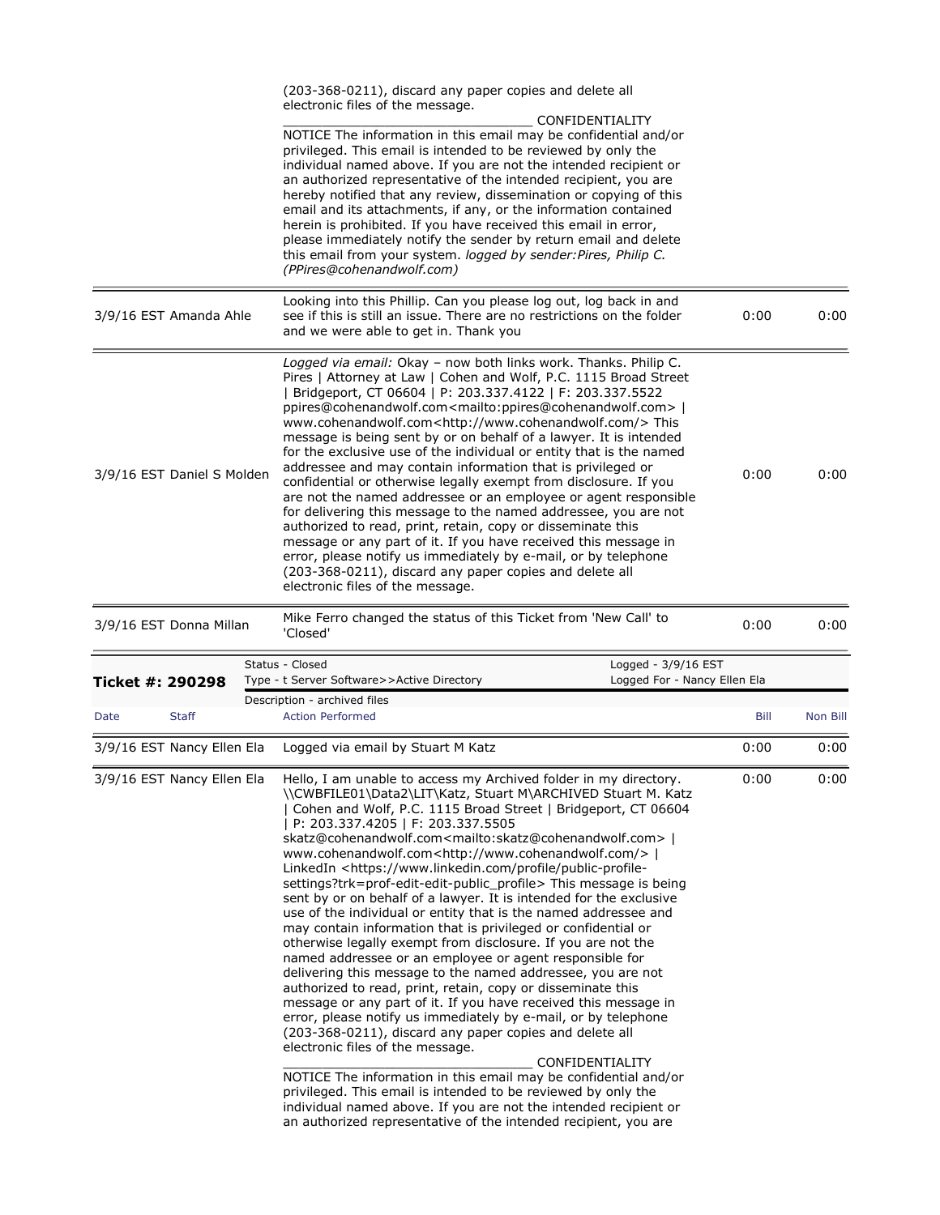| | | | |
|---|---|---|---|
| | (203-368-0211), discard any paper copies and delete all electronic files of the message. ________________________________ CONFIDENTIALITY NOTICE The information in this email may be confidential and/or privileged. This email is intended to be reviewed by only the individual named above. If you are not the intended recipient or an authorized representative of the intended recipient, you are hereby notified that any review, dissemination or copying of this email and its attachments, if any, or the information contained herein is prohibited. If you have received this email in error, please immediately notify the sender by return email and delete this email from your system. *logged by sender:Pires, Philip C. (PPires@cohenandwolf.com)* | | |
| 3/9/16 EST Amanda Ahle | Looking into this Phillip. Can you please log out, log back in and see if this is still an issue. There are no restrictions on the folder and we were able to get in. Thank you | 0:00 | 0:00 |
| 3/9/16 EST Daniel S Molden | *Logged via email:* Okay – now both links work. Thanks. Philip C. Pires \| Attorney at Law \| Cohen and Wolf, P.C. 1115 Broad Street \| Bridgeport, CT 06604 \| P: 203.337.4122 \| F: 203.337.5522 ppires@cohenandwolf.com<mailto:ppires@cohenandwolf.com> \| www.cohenandwolf.com<http://www.cohenandwolf.com/> This message is being sent by or on behalf of a lawyer. It is intended for the exclusive use of the individual or entity that is the named addressee and may contain information that is privileged or confidential or otherwise legally exempt from disclosure. If you are not the named addressee or an employee or agent responsible for delivering this message to the named addressee, you are not authorized to read, print, retain, copy or disseminate this message or any part of it. If you have received this message in error, please notify us immediately by e-mail, or by telephone (203-368-0211), discard any paper copies and delete all electronic files of the message. | 0:00 | 0:00 |
| 3/9/16 EST Donna Millan | Mike Ferro changed the status of this Ticket from 'New Call' to 'Closed' | 0:00 | 0:00 |

**Ticket #: 290298**

Status - Closed | Logged - 3/9/16 EST
Type - t Server Software>>Active Directory | Logged For - Nancy Ellen Ela
Description - archived files

| Date Staff | Action Performed | Bill | Non Bill |
|---|---|---|---|
| 3/9/16 EST Nancy Ellen Ela | Logged via email by Stuart M Katz | 0:00 | 0:00 |
| 3/9/16 EST Nancy Ellen Ela | Hello, I am unable to access my Archived folder in my directory. \\CWBFILE01\Data2\LIT\Katz, Stuart M\ARCHIVED Stuart M. Katz \| Cohen and Wolf, P.C. 1115 Broad Street \| Bridgeport, CT 06604 \| P: 203.337.4205 \| F: 203.337.5505 skatz@cohenandwolf.com<mailto:skatz@cohenandwolf.com> \| www.cohenandwolf.com<http://www.cohenandwolf.com/> \| LinkedIn <https://www.linkedin.com/profile/public-profile-settings?trk=prof-edit-edit-public_profile> This message is being sent by or on behalf of a lawyer. It is intended for the exclusive use of the individual or entity that is the named addressee and may contain information that is privileged or confidential or otherwise legally exempt from disclosure. If you are not the named addressee or an employee or agent responsible for delivering this message to the named addressee, you are not authorized to read, print, retain, copy or disseminate this message or any part of it. If you have received this message in error, please notify us immediately by e-mail, or by telephone (203-368-0211), discard any paper copies and delete all electronic files of the message. ________________________________ CONFIDENTIALITY NOTICE The information in this email may be confidential and/or privileged. This email is intended to be reviewed by only the individual named above. If you are not the intended recipient or an authorized representative of the intended recipient, you are | 0:00 | 0:00 |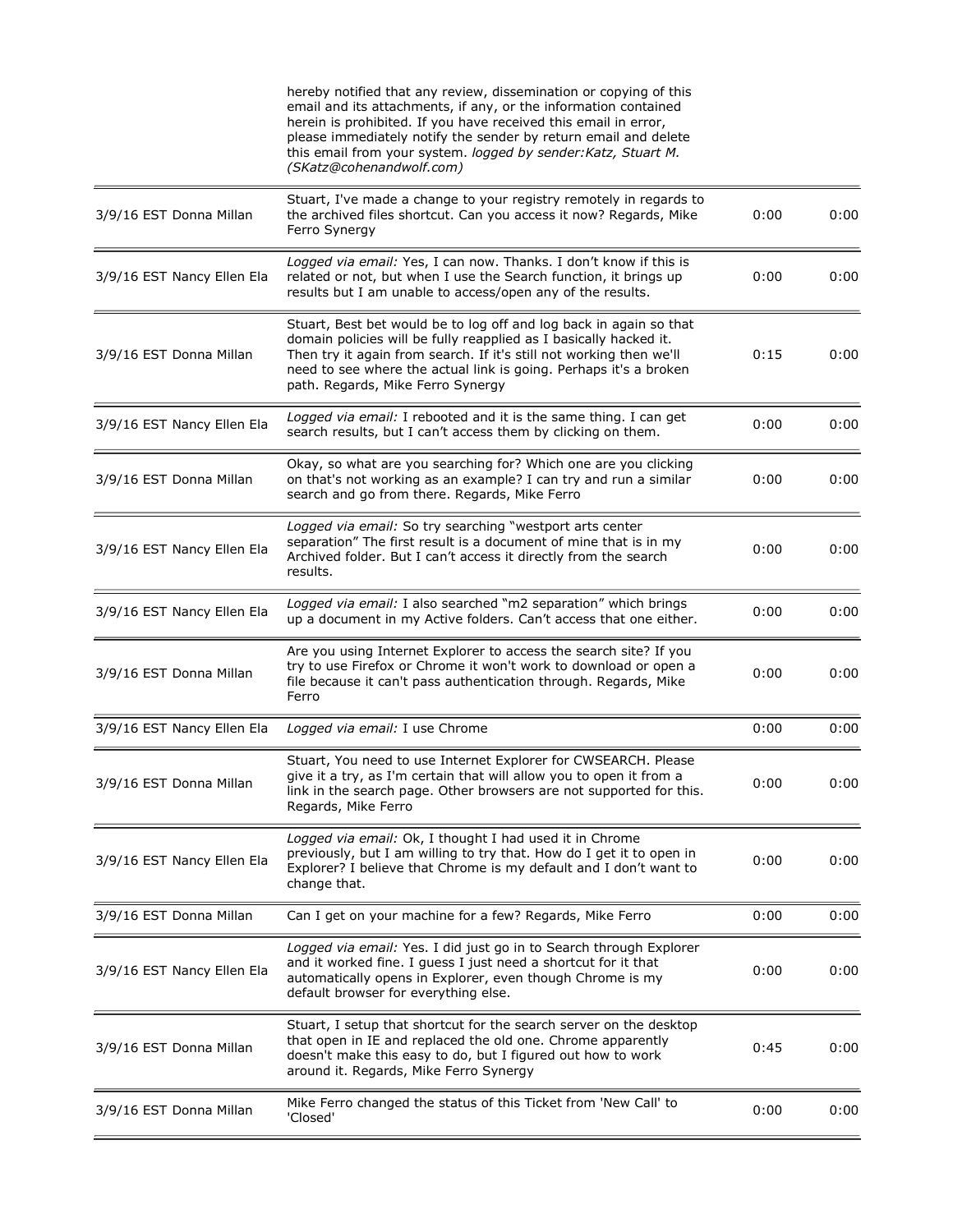| | | | |
|---|---|---|---|
| | hereby notified that any review, dissemination or copying of this email and its attachments, if any, or the information contained herein is prohibited. If you have received this email in error, please immediately notify the sender by return email and delete this email from your system. *logged by sender:Katz, Stuart M. (SKatz@cohenandwolf.com)* | | |
| 3/9/16 EST Donna Millan | Stuart, I've made a change to your registry remotely in regards to the archived files shortcut. Can you access it now? Regards, Mike Ferro Synergy | 0:00 | 0:00 |
| 3/9/16 EST Nancy Ellen Ela | *Logged via email:* Yes, I can now. Thanks. I don't know if this is related or not, but when I use the Search function, it brings up results but I am unable to access/open any of the results. | 0:00 | 0:00 |
| 3/9/16 EST Donna Millan | Stuart, Best bet would be to log off and log back in again so that domain policies will be fully reapplied as I basically hacked it. Then try it again from search. If it's still not working then we'll need to see where the actual link is going. Perhaps it's a broken path. Regards, Mike Ferro Synergy | 0:15 | 0:00 |
| 3/9/16 EST Nancy Ellen Ela | *Logged via email:* I rebooted and it is the same thing. I can get search results, but I can't access them by clicking on them. | 0:00 | 0:00 |
| 3/9/16 EST Donna Millan | Okay, so what are you searching for? Which one are you clicking on that's not working as an example? I can try and run a similar search and go from there. Regards, Mike Ferro | 0:00 | 0:00 |
| 3/9/16 EST Nancy Ellen Ela | *Logged via email:* So try searching "westport arts center separation" The first result is a document of mine that is in my Archived folder. But I can't access it directly from the search results. | 0:00 | 0:00 |
| 3/9/16 EST Nancy Ellen Ela | *Logged via email:* I also searched "m2 separation" which brings up a document in my Active folders. Can't access that one either. | 0:00 | 0:00 |
| 3/9/16 EST Donna Millan | Are you using Internet Explorer to access the search site? If you try to use Firefox or Chrome it won't work to download or open a file because it can't pass authentication through. Regards, Mike Ferro | 0:00 | 0:00 |
| 3/9/16 EST Nancy Ellen Ela | *Logged via email:* I use Chrome | 0:00 | 0:00 |
| 3/9/16 EST Donna Millan | Stuart, You need to use Internet Explorer for CWSEARCH. Please give it a try, as I'm certain that will allow you to open it from a link in the search page. Other browsers are not supported for this. Regards, Mike Ferro | 0:00 | 0:00 |
| 3/9/16 EST Nancy Ellen Ela | *Logged via email:* Ok, I thought I had used it in Chrome previously, but I am willing to try that. How do I get it to open in Explorer? I believe that Chrome is my default and I don't want to change that. | 0:00 | 0:00 |
| 3/9/16 EST Donna Millan | Can I get on your machine for a few? Regards, Mike Ferro | 0:00 | 0:00 |
| 3/9/16 EST Nancy Ellen Ela | *Logged via email:* Yes. I did just go in to Search through Explorer and it worked fine. I guess I just need a shortcut for it that automatically opens in Explorer, even though Chrome is my default browser for everything else. | 0:00 | 0:00 |
| 3/9/16 EST Donna Millan | Stuart, I setup that shortcut for the search server on the desktop that open in IE and replaced the old one. Chrome apparently doesn't make this easy to do, but I figured out how to work around it. Regards, Mike Ferro Synergy | 0:45 | 0:00 |
| 3/9/16 EST Donna Millan | Mike Ferro changed the status of this Ticket from 'New Call' to 'Closed' | 0:00 | 0:00 |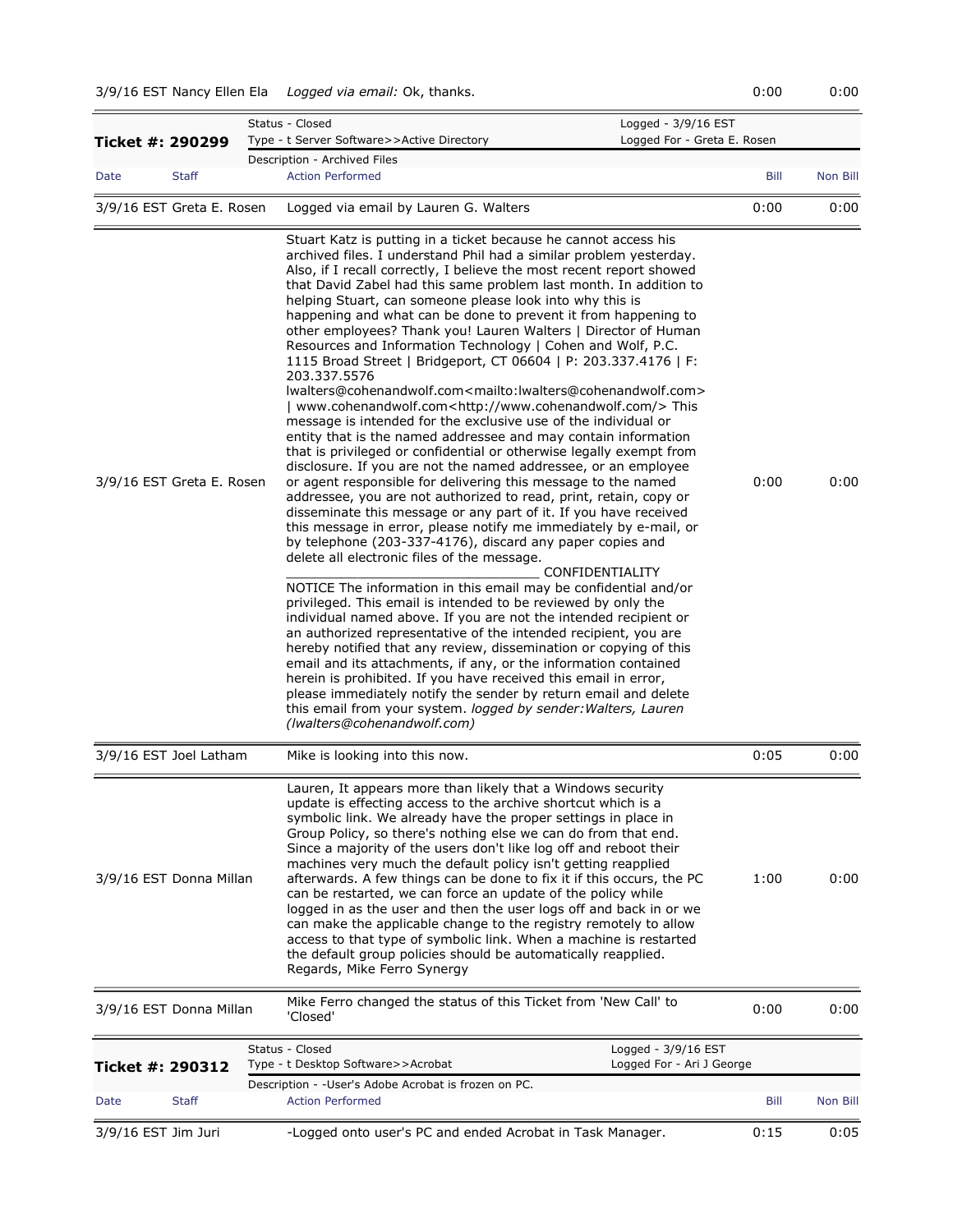| 3/9/16 EST Nancy Ellen Ela | *Logged via email:* Ok, thanks. | 0:00 | 0:00 |
|---|---|---|---|

## Ticket #: 290299

Status - Closed
Type - t Server Software>>Active Directory
Logged - 3/9/16 EST
Logged For - Greta E. Rosen
Description - Archived Files

| Date Staff | Action Performed | Bill | Non Bill |
|---|---|---|---|
| 3/9/16 EST Greta E. Rosen | Logged via email by Lauren G. Walters | 0:00 | 0:00 |
| 3/9/16 EST Greta E. Rosen | Stuart Katz is putting in a ticket because he cannot access his archived files. I understand Phil had a similar problem yesterday. Also, if I recall correctly, I believe the most recent report showed that David Zabel had this same problem last month. In addition to helping Stuart, can someone please look into why this is happening and what can be done to prevent it from happening to other employees? Thank you! Lauren Walters \| Director of Human Resources and Information Technology \| Cohen and Wolf, P.C. 1115 Broad Street \| Bridgeport, CT 06604 \| P: 203.337.4176 \| F: 203.337.5576 lwalters@cohenandwolf.com<mailto:lwalters@cohenandwolf.com> \| www.cohenandwolf.com<http://www.cohenandwolf.com/> This message is intended for the exclusive use of the individual or entity that is the named addressee and may contain information that is privileged or confidential or otherwise legally exempt from disclosure. If you are not the named addressee, or an employee or agent responsible for delivering this message to the named addressee, you are not authorized to read, print, retain, copy or disseminate this message or any part of it. If you have received this message in error, please notify me immediately by e-mail, or by telephone (203-337-4176), discard any paper copies and delete all electronic files of the message. ________________________________ CONFIDENTIALITY NOTICE The information in this email may be confidential and/or privileged. This email is intended to be reviewed by only the individual named above. If you are not the intended recipient or an authorized representative of the intended recipient, you are hereby notified that any review, dissemination or copying of this email and its attachments, if any, or the information contained herein is prohibited. If you have received this email in error, please immediately notify the sender by return email and delete this email from your system. *logged by sender:Walters, Lauren (lwalters@cohenandwolf.com)* | 0:00 | 0:00 |
| 3/9/16 EST Joel Latham | Mike is looking into this now. | 0:05 | 0:00 |
| 3/9/16 EST Donna Millan | Lauren, It appears more than likely that a Windows security update is effecting access to the archive shortcut which is a symbolic link. We already have the proper settings in place in Group Policy, so there's nothing else we can do from that end. Since a majority of the users don't like log off and reboot their machines very much the default policy isn't getting reapplied afterwards. A few things can be done to fix it if this occurs, the PC can be restarted, we can force an update of the policy while logged in as the user and then the user logs off and back in or we can make the applicable change to the registry remotely to allow access to that type of symbolic link. When a machine is restarted the default group policies should be automatically reapplied. Regards, Mike Ferro Synergy | 1:00 | 0:00 |
| 3/9/16 EST Donna Millan | Mike Ferro changed the status of this Ticket from 'New Call' to 'Closed' | 0:00 | 0:00 |

## Ticket #: 290312

Status - Closed
Type - t Desktop Software>>Acrobat
Logged - 3/9/16 EST
Logged For - Ari J George
Description - -User's Adobe Acrobat is frozen on PC.

| Date Staff | Action Performed | Bill | Non Bill |
|---|---|---|---|
| 3/9/16 EST Jim Juri | -Logged onto user's PC and ended Acrobat in Task Manager. | 0:15 | 0:05 |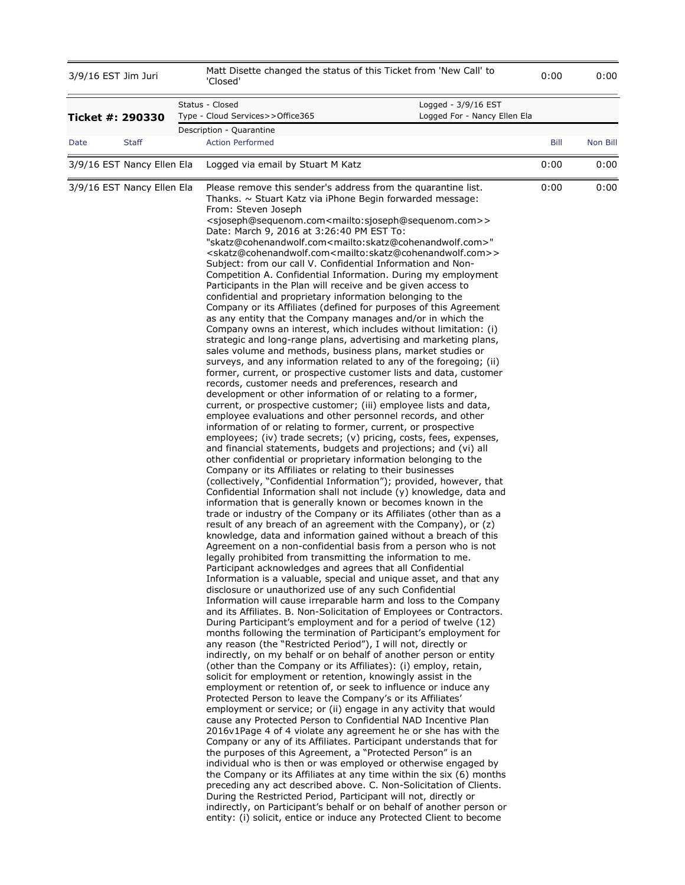| 3/9/16 EST Jim Juri | Matt Disette changed the status of this Ticket from 'New Call' to 'Closed' | 0:00 | 0:00 |
|---|---|---|---|

**Ticket #: 290330**

| Status - Closed | Logged - 3/9/16 EST |
|---|---|
| Type - Cloud Services>>Office365 | Logged For - Nancy Ellen Ela |
| Description - Quarantine | |

| Date | Staff | Action Performed | Bill | Non Bill |
|---|---|---|---|---|
| 3/9/16 EST | Nancy Ellen Ela | Logged via email by Stuart M Katz | 0:00 | 0:00 |
| 3/9/16 EST | Nancy Ellen Ela | Please remove this sender's address from the quarantine list. Thanks. ~ Stuart Katz via iPhone Begin forwarded message: From: Steven Joseph <sjoseph@sequenom.com<mailto:sjoseph@sequenom.com>> Date: March 9, 2016 at 3:26:40 PM EST To: "skatz@cohenandwolf.com<mailto:skatz@cohenandwolf.com>" <skatz@cohenandwolf.com<mailto:skatz@cohenandwolf.com>> Subject: from our call V. Confidential Information and Non-Competition A. Confidential Information. During my employment Participants in the Plan will receive and be given access to confidential and proprietary information belonging to the Company or its Affiliates (defined for purposes of this Agreement as any entity that the Company manages and/or in which the Company owns an interest, which includes without limitation: (i) strategic and long-range plans, advertising and marketing plans, sales volume and methods, business plans, market studies or surveys, and any information related to any of the foregoing; (ii) former, current, or prospective customer lists and data, customer records, customer needs and preferences, research and development or other information of or relating to a former, current, or prospective customer; (iii) employee lists and data, employee evaluations and other personnel records, and other information of or relating to former, current, or prospective employees; (iv) trade secrets; (v) pricing, costs, fees, expenses, and financial statements, budgets and projections; and (vi) all other confidential or proprietary information belonging to the Company or its Affiliates or relating to their businesses (collectively, "Confidential Information"); provided, however, that Confidential Information shall not include (y) knowledge, data and information that is generally known or becomes known in the trade or industry of the Company or its Affiliates (other than as a result of any breach of an agreement with the Company), or (z) knowledge, data and information gained without a breach of this Agreement on a non-confidential basis from a person who is not legally prohibited from transmitting the information to me. Participant acknowledges and agrees that all Confidential Information is a valuable, special and unique asset, and that any disclosure or unauthorized use of any such Confidential Information will cause irreparable harm and loss to the Company and its Affiliates. B. Non-Solicitation of Employees or Contractors. During Participant's employment and for a period of twelve (12) months following the termination of Participant's employment for any reason (the "Restricted Period"), I will not, directly or indirectly, on my behalf or on behalf of another person or entity (other than the Company or its Affiliates): (i) employ, retain, solicit for employment or retention, knowingly assist in the employment or retention of, or seek to influence or induce any Protected Person to leave the Company's or its Affiliates' employment or service; or (ii) engage in any activity that would cause any Protected Person to Confidential NAD Incentive Plan 2016v1Page 4 of 4 violate any agreement he or she has with the Company or any of its Affiliates. Participant understands that for the purposes of this Agreement, a "Protected Person" is an individual who is then or was employed or otherwise engaged by the Company or its Affiliates at any time within the six (6) months preceding any act described above. C. Non-Solicitation of Clients. During the Restricted Period, Participant will not, directly or indirectly, on Participant's behalf or on behalf of another person or entity: (i) solicit, entice or induce any Protected Client to become | 0:00 | 0:00 |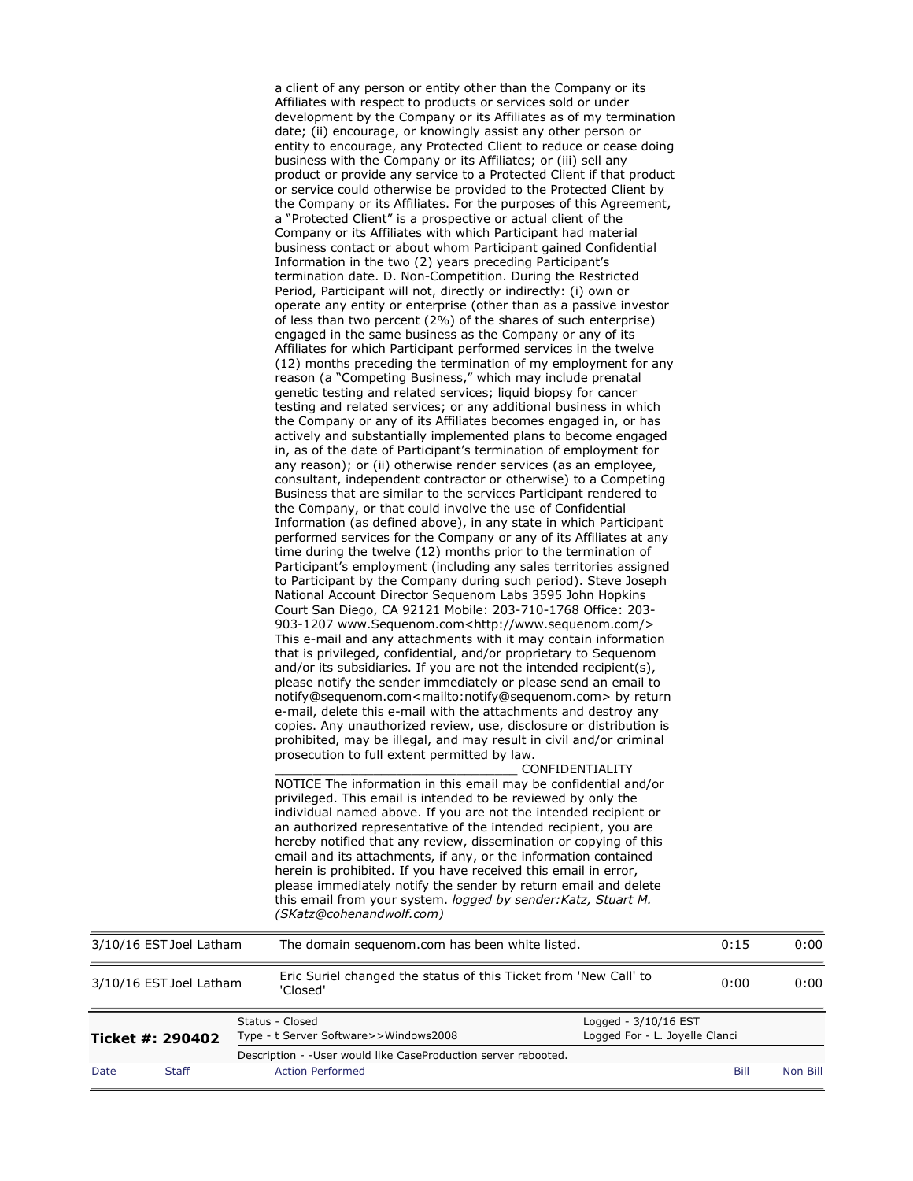a client of any person or entity other than the Company or its Affiliates with respect to products or services sold or under development by the Company or its Affiliates as of my termination date; (ii) encourage, or knowingly assist any other person or entity to encourage, any Protected Client to reduce or cease doing business with the Company or its Affiliates; or (iii) sell any product or provide any service to a Protected Client if that product or service could otherwise be provided to the Protected Client by the Company or its Affiliates. For the purposes of this Agreement, a "Protected Client" is a prospective or actual client of the Company or its Affiliates with which Participant had material business contact or about whom Participant gained Confidential Information in the two (2) years preceding Participant's termination date. D. Non-Competition. During the Restricted Period, Participant will not, directly or indirectly: (i) own or operate any entity or enterprise (other than as a passive investor of less than two percent (2%) of the shares of such enterprise) engaged in the same business as the Company or any of its Affiliates for which Participant performed services in the twelve (12) months preceding the termination of my employment for any reason (a "Competing Business," which may include prenatal genetic testing and related services; liquid biopsy for cancer testing and related services; or any additional business in which the Company or any of its Affiliates becomes engaged in, or has actively and substantially implemented plans to become engaged in, as of the date of Participant's termination of employment for any reason); or (ii) otherwise render services (as an employee, consultant, independent contractor or otherwise) to a Competing Business that are similar to the services Participant rendered to the Company, or that could involve the use of Confidential Information (as defined above), in any state in which Participant performed services for the Company or any of its Affiliates at any time during the twelve (12) months prior to the termination of Participant's employment (including any sales territories assigned to Participant by the Company during such period). Steve Joseph National Account Director Sequenom Labs 3595 John Hopkins Court San Diego, CA 92121 Mobile: 203-710-1768 Office: 203-903-1207 www.Sequenom.com<http://www.sequenom.com/> This e-mail and any attachments with it may contain information that is privileged, confidential, and/or proprietary to Sequenom and/or its subsidiaries. If you are not the intended recipient(s), please notify the sender immediately or please send an email to notify@sequenom.com<mailto:notify@sequenom.com> by return e-mail, delete this e-mail with the attachments and destroy any copies. Any unauthorized review, use, disclosure or distribution is prohibited, may be illegal, and may result in civil and/or criminal prosecution to full extent permitted by law. ________________________________ CONFIDENTIALITY NOTICE The information in this email may be confidential and/or privileged. This email is intended to be reviewed by only the individual named above. If you are not the intended recipient or an authorized representative of the intended recipient, you are hereby notified that any review, dissemination or copying of this email and its attachments, if any, or the information contained herein is prohibited. If you have received this email in error, please immediately notify the sender by return email and delete this email from your system. *logged by sender:Katz, Stuart M. (SKatz@cohenandwolf.com)*

| 3/10/16 EST | Joel Latham | The domain sequenom.com has been white listed. | 0:15 | 0:00 |
|---|---|---|---|---|
| 3/10/16 EST | Joel Latham | Eric Suriel changed the status of this Ticket from 'New Call' to 'Closed' | 0:00 | 0:00 |

| **Ticket #: 290402** | Status - Closed<br>Type - t Server Software>>Windows2008 | Logged - 3/10/16 EST<br>Logged For - L. Joyelle Clanci | | |
|---|---|---|---|---|
| | Description - -User would like CaseProduction server rebooted. | | | |
| Date | Staff | Action Performed | Bill | Non Bill |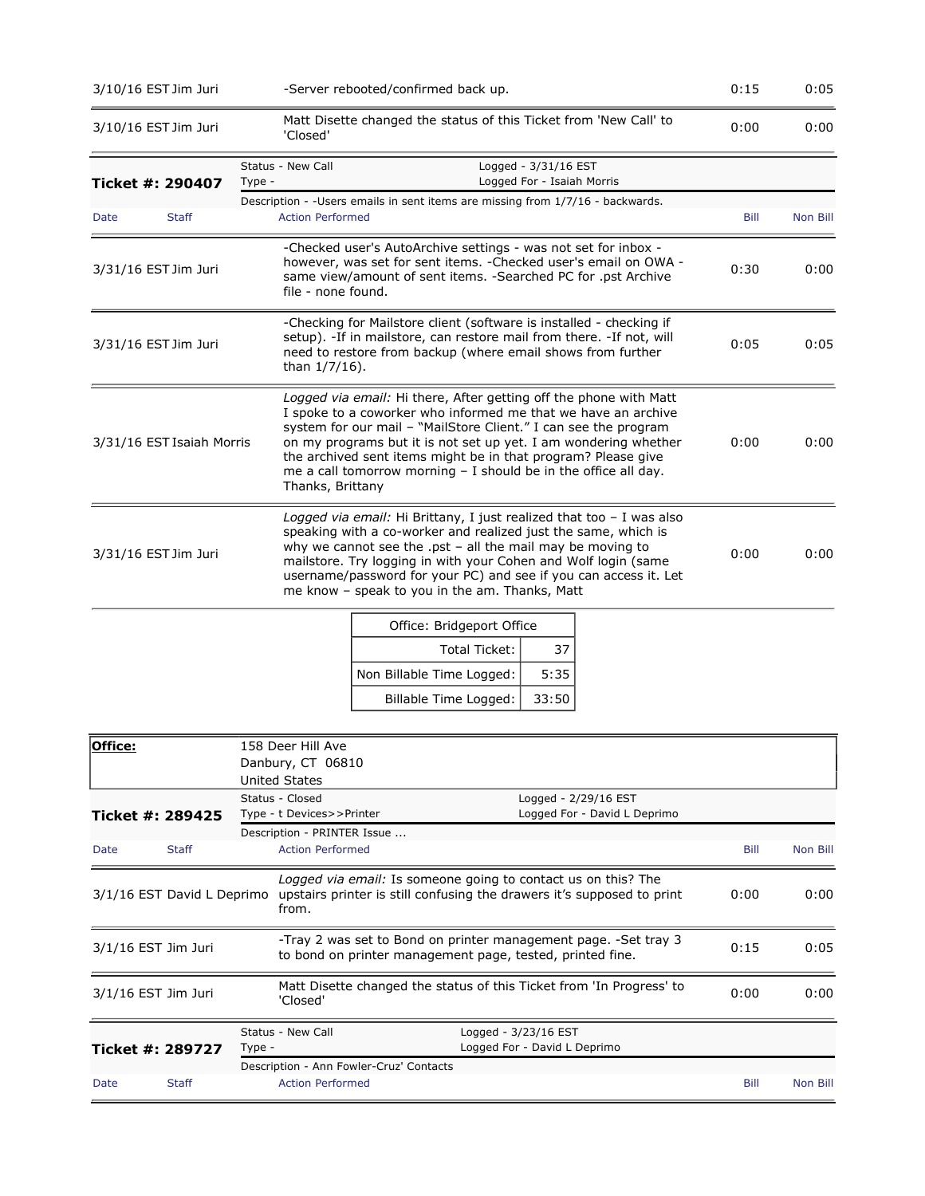| Date | Staff | Action Performed | Bill | Non Bill |
|---|---|---|---|---|
| 3/10/16 EST | Jim Juri | -Server rebooted/confirmed back up. | 0:15 | 0:05 |
| 3/10/16 EST | Jim Juri | Matt Disette changed the status of this Ticket from 'New Call' to 'Closed' | 0:00 | 0:00 |

**Ticket #: 290407**

Status - New Call | Logged - 3/31/16 EST
Type - | Logged For - Isaiah Morris

Description - -Users emails in sent items are missing from 1/7/16 - backwards.

| Date | Staff | Action Performed | Bill | Non Bill |
|---|---|---|---|---|
| 3/31/16 EST | Jim Juri | -Checked user's AutoArchive settings - was not set for inbox - however, was set for sent items. -Checked user's email on OWA - same view/amount of sent items. -Searched PC for .pst Archive file - none found. | 0:30 | 0:00 |
| 3/31/16 EST | Jim Juri | -Checking for Mailstore client (software is installed - checking if setup). -If in mailstore, can restore mail from there. -If not, will need to restore from backup (where email shows from further than 1/7/16). | 0:05 | 0:05 |
| 3/31/16 EST | Isaiah Morris | *Logged via email:* Hi there, After getting off the phone with Matt I spoke to a coworker who informed me that we have an archive system for our mail – "MailStore Client." I can see the program on my programs but it is not set up yet. I am wondering whether the archived sent items might be in that program? Please give me a call tomorrow morning – I should be in the office all day. Thanks, Brittany | 0:00 | 0:00 |
| 3/31/16 EST | Jim Juri | *Logged via email:* Hi Brittany, I just realized that too – I was also speaking with a co-worker and realized just the same, which is why we cannot see the .pst – all the mail may be moving to mailstore. Try logging in with your Cohen and Wolf login (same username/password for your PC) and see if you can access it. Let me know – speak to you in the am. Thanks, Matt | 0:00 | 0:00 |

| Office: Bridgeport Office | |
|---|---|
| Total Ticket: | 37 |
| Non Billable Time Logged: | 5:35 |
| Billable Time Logged: | 33:50 |

**Office:** 158 Deer Hill Ave
Danbury, CT 06810
United States

**Ticket #: 289425**

Status - Closed | Logged - 2/29/16 EST
Type - t Devices>>Printer | Logged For - David L Deprimo

Description - PRINTER Issue ...

| Date | Staff | Action Performed | Bill | Non Bill |
|---|---|---|---|---|
| 3/1/16 EST | David L Deprimo | *Logged via email:* Is someone going to contact us on this? The upstairs printer is still confusing the drawers it's supposed to print from. | 0:00 | 0:00 |
| 3/1/16 EST | Jim Juri | -Tray 2 was set to Bond on printer management page. -Set tray 3 to bond on printer management page, tested, printed fine. | 0:15 | 0:05 |
| 3/1/16 EST | Jim Juri | Matt Disette changed the status of this Ticket from 'In Progress' to 'Closed' | 0:00 | 0:00 |

**Ticket #: 289727**

Status - New Call | Logged - 3/23/16 EST
Type - | Logged For - David L Deprimo

Description - Ann Fowler-Cruz' Contacts

| Date | Staff | Action Performed | Bill | Non Bill |
|---|---|---|---|---|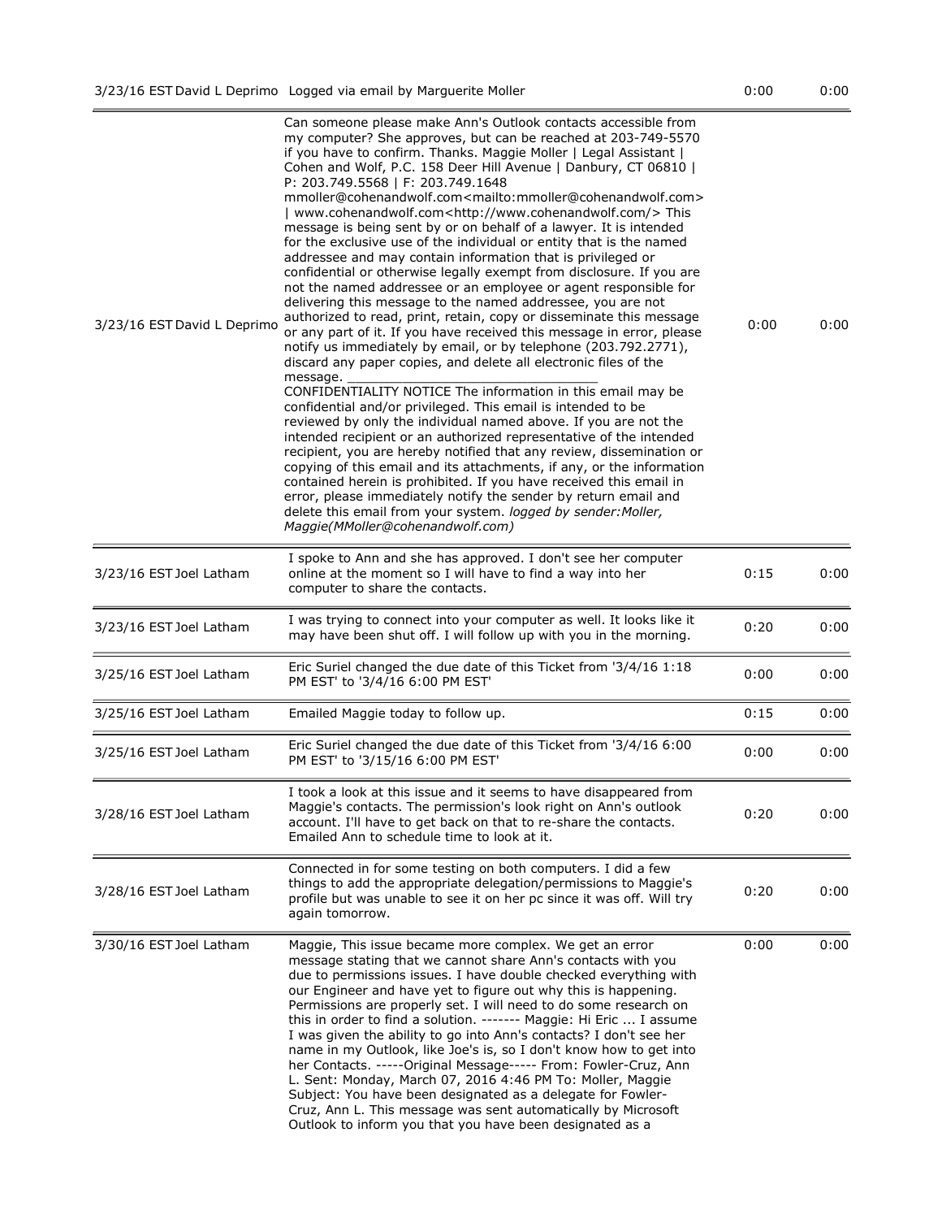| | | | |
|---|---|---|---|
| 3/23/16 EST David L Deprimo | Logged via email by Marguerite Moller | 0:00 | 0:00 |
| 3/23/16 EST David L Deprimo | Can someone please make Ann's Outlook contacts accessible from my computer? She approves, but can be reached at 203-749-5570 if you have to confirm. Thanks. Maggie Moller \| Legal Assistant \| Cohen and Wolf, P.C. 158 Deer Hill Avenue \| Danbury, CT 06810 \| P: 203.749.5568 \| F: 203.749.1648 mmoller@cohenandwolf.com<mailto:mmoller@cohenandwolf.com> \| www.cohenandwolf.com<http://www.cohenandwolf.com/> This message is being sent by or on behalf of a lawyer. It is intended for the exclusive use of the individual or entity that is the named addressee and may contain information that is privileged or confidential or otherwise legally exempt from disclosure. If you are not the named addressee or an employee or agent responsible for delivering this message to the named addressee, you are not authorized to read, print, retain, copy or disseminate this message or any part of it. If you have received this message in error, please notify us immediately by email, or by telephone (203.792.2771), discard any paper copies, and delete all electronic files of the message. _________________________________ CONFIDENTIALITY NOTICE The information in this email may be confidential and/or privileged. This email is intended to be reviewed by only the individual named above. If you are not the intended recipient or an authorized representative of the intended recipient, you are hereby notified that any review, dissemination or copying of this email and its attachments, if any, or the information contained herein is prohibited. If you have received this email in error, please immediately notify the sender by return email and delete this email from your system. *logged by sender:Moller, Maggie(MMoller@cohenandwolf.com)* | 0:00 | 0:00 |
| 3/23/16 EST Joel Latham | I spoke to Ann and she has approved. I don't see her computer online at the moment so I will have to find a way into her computer to share the contacts. | 0:15 | 0:00 |
| 3/23/16 EST Joel Latham | I was trying to connect into your computer as well. It looks like it may have been shut off. I will follow up with you in the morning. | 0:20 | 0:00 |
| 3/25/16 EST Joel Latham | Eric Suriel changed the due date of this Ticket from '3/4/16 1:18 PM EST' to '3/4/16 6:00 PM EST' | 0:00 | 0:00 |
| 3/25/16 EST Joel Latham | Emailed Maggie today to follow up. | 0:15 | 0:00 |
| 3/25/16 EST Joel Latham | Eric Suriel changed the due date of this Ticket from '3/4/16 6:00 PM EST' to '3/15/16 6:00 PM EST' | 0:00 | 0:00 |
| 3/28/16 EST Joel Latham | I took a look at this issue and it seems to have disappeared from Maggie's contacts. The permission's look right on Ann's outlook account. I'll have to get back on that to re-share the contacts. Emailed Ann to schedule time to look at it. | 0:20 | 0:00 |
| 3/28/16 EST Joel Latham | Connected in for some testing on both computers. I did a few things to add the appropriate delegation/permissions to Maggie's profile but was unable to see it on her pc since it was off. Will try again tomorrow. | 0:20 | 0:00 |
| 3/30/16 EST Joel Latham | Maggie, This issue became more complex. We get an error message stating that we cannot share Ann's contacts with you due to permissions issues. I have double checked everything with our Engineer and have yet to figure out why this is happening. Permissions are properly set. I will need to do some research on this in order to find a solution. ------- Maggie: Hi Eric ... I assume I was given the ability to go into Ann's contacts? I don't see her name in my Outlook, like Joe's is, so I don't know how to get into her Contacts. -----Original Message----- From: Fowler-Cruz, Ann L. Sent: Monday, March 07, 2016 4:46 PM To: Moller, Maggie Subject: You have been designated as a delegate for Fowler-Cruz, Ann L. This message was sent automatically by Microsoft Outlook to inform you that you have been designated as a | 0:00 | 0:00 |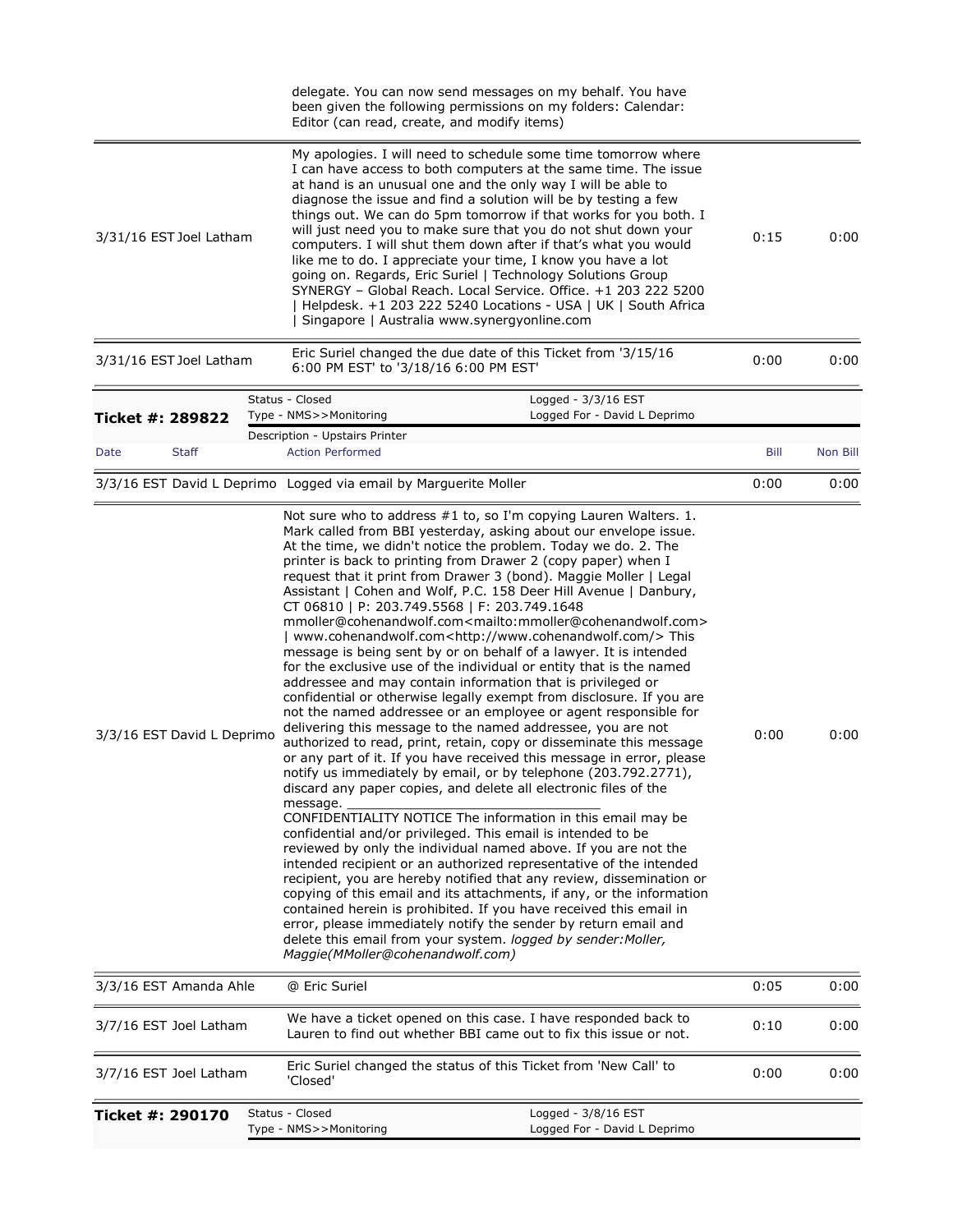| Date | Staff | Action Performed | Bill | Non Bill |
|---|---|---|---|---|
| | | delegate. You can now send messages on my behalf. You have been given the following permissions on my folders: Calendar: Editor (can read, create, and modify items) | | |
| 3/31/16 EST | Joel Latham | My apologies. I will need to schedule some time tomorrow where I can have access to both computers at the same time. The issue at hand is an unusual one and the only way I will be able to diagnose the issue and find a solution will be by testing a few things out. We can do 5pm tomorrow if that works for you both. I will just need you to make sure that you do not shut down your computers. I will shut them down after if that's what you would like me to do. I appreciate your time, I know you have a lot going on. Regards, Eric Suriel \| Technology Solutions Group SYNERGY – Global Reach. Local Service. Office. +1 203 222 5200 \| Helpdesk. +1 203 222 5240 Locations - USA \| UK \| South Africa \| Singapore \| Australia www.synergyonline.com | 0:15 | 0:00 |
| 3/31/16 EST | Joel Latham | Eric Suriel changed the due date of this Ticket from '3/15/16 6:00 PM EST' to '3/18/16 6:00 PM EST' | 0:00 | 0:00 |

**Ticket #: 289822**

Status - Closed | Logged - 3/3/16 EST
Type - NMS>>Monitoring | Logged For - David L Deprimo
Description - Upstairs Printer

| Date | Staff | Action Performed | Bill | Non Bill |
|---|---|---|---|---|
| 3/3/16 EST | David L Deprimo | Logged via email by Marguerite Moller | 0:00 | 0:00 |
| 3/3/16 EST | David L Deprimo | Not sure who to address #1 to, so I'm copying Lauren Walters. 1. Mark called from BBI yesterday, asking about our envelope issue. At the time, we didn't notice the problem. Today we do. 2. The printer is back to printing from Drawer 2 (copy paper) when I request that it print from Drawer 3 (bond). Maggie Moller \| Legal Assistant \| Cohen and Wolf, P.C. 158 Deer Hill Avenue \| Danbury, CT 06810 \| P: 203.749.5568 \| F: 203.749.1648 mmoller@cohenandwolf.com<mailto:mmoller@cohenandwolf.com> \| www.cohenandwolf.com<http://www.cohenandwolf.com/> This message is being sent by or on behalf of a lawyer. It is intended for the exclusive use of the individual or entity that is the named addressee and may contain information that is privileged or confidential or otherwise legally exempt from disclosure. If you are not the named addressee or an employee or agent responsible for delivering this message to the named addressee, you are not authorized to read, print, retain, copy or disseminate this message or any part of it. If you have received this message in error, please notify us immediately by email, or by telephone (203.792.2771), discard any paper copies, and delete all electronic files of the message. ______________________________ CONFIDENTIALITY NOTICE The information in this email may be confidential and/or privileged. This email is intended to be reviewed by only the individual named above. If you are not the intended recipient or an authorized representative of the intended recipient, you are hereby notified that any review, dissemination or copying of this email and its attachments, if any, or the information contained herein is prohibited. If you have received this email in error, please immediately notify the sender by return email and delete this email from your system. *logged by sender:Moller, Maggie(MMoller@cohenandwolf.com)* | 0:00 | 0:00 |
| 3/3/16 EST | Amanda Ahle | @ Eric Suriel | 0:05 | 0:00 |
| 3/7/16 EST | Joel Latham | We have a ticket opened on this case. I have responded back to Lauren to find out whether BBI came out to fix this issue or not. | 0:10 | 0:00 |
| 3/7/16 EST | Joel Latham | Eric Suriel changed the status of this Ticket from 'New Call' to 'Closed' | 0:00 | 0:00 |

**Ticket #: 290170**

Status - Closed | Logged - 3/8/16 EST
Type - NMS>>Monitoring | Logged For - David L Deprimo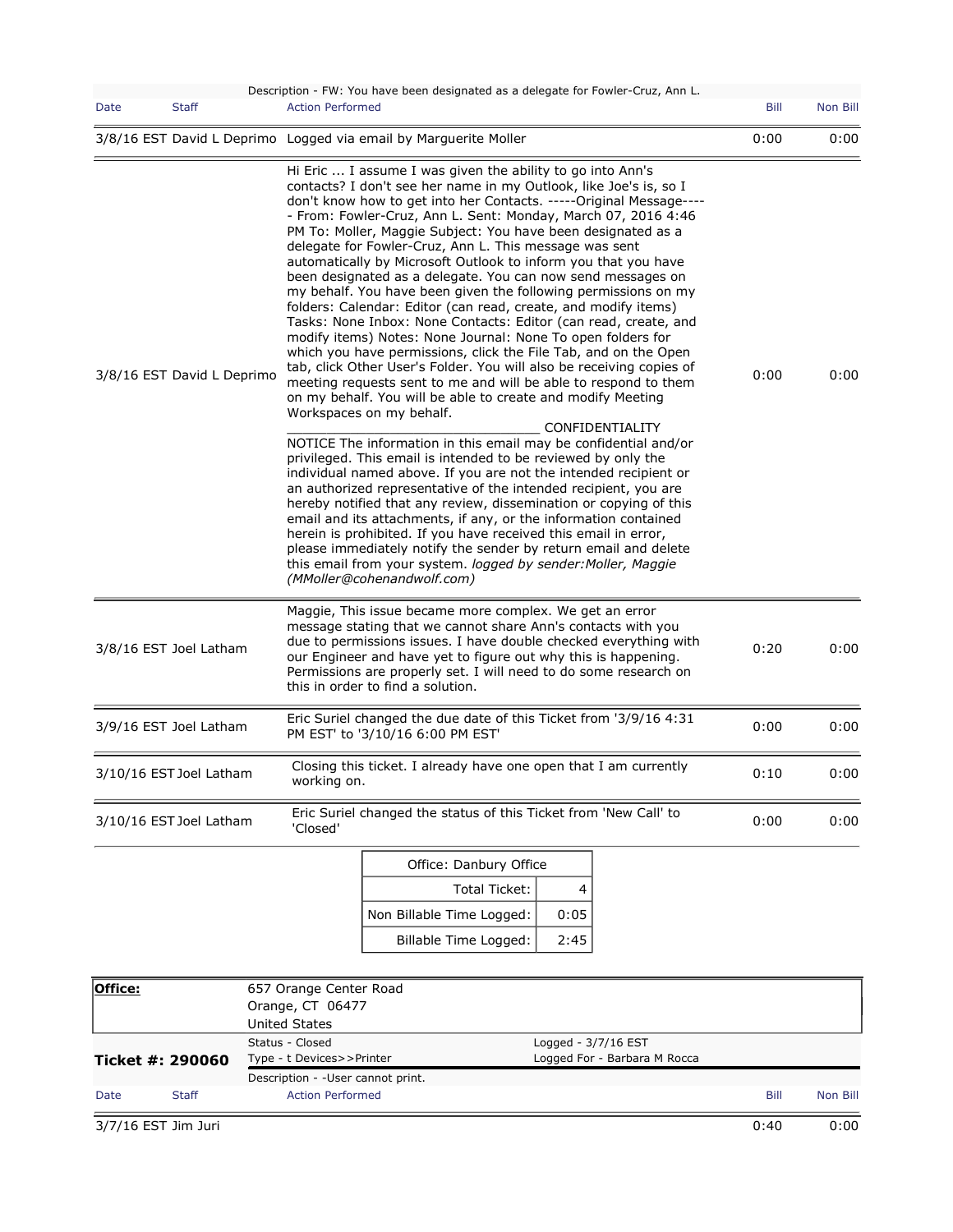Description - FW: You have been designated as a delegate for Fowler-Cruz, Ann L.

| Date | Staff | Action Performed | Bill | Non Bill |
|---|---|---|---|---|
| 3/8/16 EST | David L Deprimo | Logged via email by Marguerite Moller | 0:00 | 0:00 |
| 3/8/16 EST | David L Deprimo | Hi Eric ... I assume I was given the ability to go into Ann's contacts? I don't see her name in my Outlook, like Joe's is, so I don't know how to get into her Contacts. -----Original Message----- From: Fowler-Cruz, Ann L. Sent: Monday, March 07, 2016 4:46 PM To: Moller, Maggie Subject: You have been designated as a delegate for Fowler-Cruz, Ann L. This message was sent automatically by Microsoft Outlook to inform you that you have been designated as a delegate. You can now send messages on my behalf. You have been given the following permissions on my folders: Calendar: Editor (can read, create, and modify items) Tasks: None Inbox: None Contacts: Editor (can read, create, and modify items) Notes: None Journal: None To open folders for which you have permissions, click the File Tab, and on the Open tab, click Other User's Folder. You will also be receiving copies of meeting requests sent to me and will be able to respond to them on my behalf. You will be able to create and modify Meeting Workspaces on my behalf. ________________________________ CONFIDENTIALITY NOTICE The information in this email may be confidential and/or privileged. This email is intended to be reviewed by only the individual named above. If you are not the intended recipient or an authorized representative of the intended recipient, you are hereby notified that any review, dissemination or copying of this email and its attachments, if any, or the information contained herein is prohibited. If you have received this email in error, please immediately notify the sender by return email and delete this email from your system. *logged by sender:Moller, Maggie (MMoller@cohenandwolf.com)* | 0:00 | 0:00 |
| 3/8/16 EST | Joel Latham | Maggie, This issue became more complex. We get an error message stating that we cannot share Ann's contacts with you due to permissions issues. I have double checked everything with our Engineer and have yet to figure out why this is happening. Permissions are properly set. I will need to do some research on this in order to find a solution. | 0:20 | 0:00 |
| 3/9/16 EST | Joel Latham | Eric Suriel changed the due date of this Ticket from '3/9/16 4:31 PM EST' to '3/10/16 6:00 PM EST' | 0:00 | 0:00 |
| 3/10/16 EST | Joel Latham | Closing this ticket. I already have one open that I am currently working on. | 0:10 | 0:00 |
| 3/10/16 EST | Joel Latham | Eric Suriel changed the status of this Ticket from 'New Call' to 'Closed' | 0:00 | 0:00 |

| Office: Danbury Office | |
|---|---|
| Total Ticket: | 4 |
| Non Billable Time Logged: | 0:05 |
| Billable Time Logged: | 2:45 |

**Office:** 657 Orange Center Road
Orange, CT 06477
United States

**Ticket #: 290060**
Status - Closed
Type - t Devices>>Printer
Logged - 3/7/16 EST
Logged For - Barbara M Rocca
Description - -User cannot print.

| Date | Staff | Action Performed | Bill | Non Bill |
|---|---|---|---|---|
| 3/7/16 EST | Jim Juri | | 0:40 | 0:00 |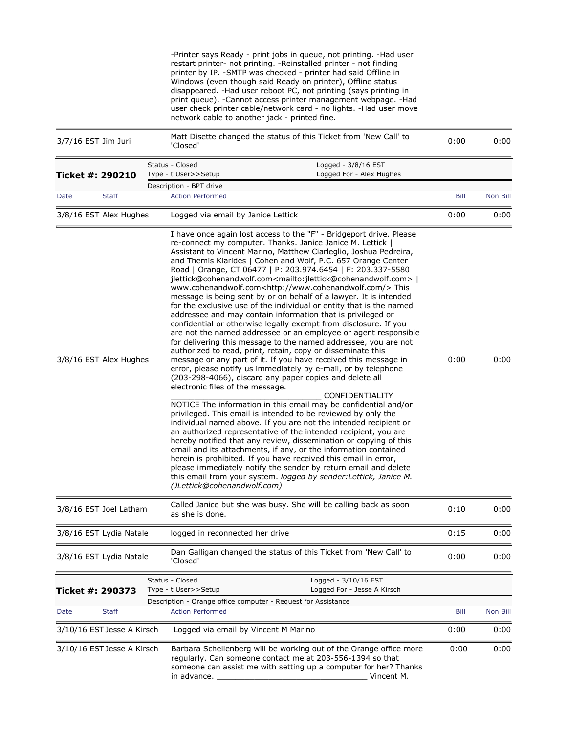| Date | Staff | Action Performed | Bill | Non Bill |
|---|---|---|---|---|
| | | -Printer says Ready - print jobs in queue, not printing. -Had user restart printer- not printing. -Reinstalled printer - not finding printer by IP. -SMTP was checked - printer had said Offline in Windows (even though said Ready on printer), Offline status disappeared. -Had user reboot PC, not printing (says printing in print queue). -Cannot access printer management webpage. -Had user check printer cable/network card - no lights. -Had user move network cable to another jack - printed fine. | | |
| 3/7/16 EST | Jim Juri | Matt Disette changed the status of this Ticket from 'New Call' to 'Closed' | 0:00 | 0:00 |

**Ticket #: 290210**

Status - Closed | Logged - 3/8/16 EST
Type - t User>>Setup | Logged For - Alex Hughes
Description - BPT drive

| Date | Staff | Action Performed | Bill | Non Bill |
|---|---|---|---|---|
| 3/8/16 EST | Alex Hughes | Logged via email by Janice Lettick | 0:00 | 0:00 |
| 3/8/16 EST | Alex Hughes | I have once again lost access to the "F" - Bridgeport drive. Please re-connect my computer. Thanks. Janice Janice M. Lettick \| Assistant to Vincent Marino, Matthew Ciarleglio, Joshua Pedreira, and Themis Klarides \| Cohen and Wolf, P.C. 657 Orange Center Road \| Orange, CT 06477 \| P: 203.974.6454 \| F: 203.337-5580 jlettick@cohenandwolf.com<mailto:jlettick@cohenandwolf.com> \| www.cohenandwolf.com<http://www.cohenandwolf.com/> This message is being sent by or on behalf of a lawyer. It is intended for the exclusive use of the individual or entity that is the named addressee and may contain information that is privileged or confidential or otherwise legally exempt from disclosure. If you are not the named addressee or an employee or agent responsible for delivering this message to the named addressee, you are not authorized to read, print, retain, copy or disseminate this message or any part of it. If you have received this message in error, please notify us immediately by e-mail, or by telephone (203-298-4066), discard any paper copies and delete all electronic files of the message. ________________________________ CONFIDENTIALITY NOTICE The information in this email may be confidential and/or privileged. This email is intended to be reviewed by only the individual named above. If you are not the intended recipient or an authorized representative of the intended recipient, you are hereby notified that any review, dissemination or copying of this email and its attachments, if any, or the information contained herein is prohibited. If you have received this email in error, please immediately notify the sender by return email and delete this email from your system. *logged by sender:Lettick, Janice M. (JLettick@cohenandwolf.com)* | 0:00 | 0:00 |
| 3/8/16 EST | Joel Latham | Called Janice but she was busy. She will be calling back as soon as she is done. | 0:10 | 0:00 |
| 3/8/16 EST | Lydia Natale | logged in reconnected her drive | 0:15 | 0:00 |
| 3/8/16 EST | Lydia Natale | Dan Galligan changed the status of this Ticket from 'New Call' to 'Closed' | 0:00 | 0:00 |

**Ticket #: 290373**

Status - Closed | Logged - 3/10/16 EST
Type - t User>>Setup | Logged For - Jesse A Kirsch
Description - Orange office computer - Request for Assistance

| Date | Staff | Action Performed | Bill | Non Bill |
|---|---|---|---|---|
| 3/10/16 EST | Jesse A Kirsch | Logged via email by Vincent M Marino | 0:00 | 0:00 |
| 3/10/16 EST | Jesse A Kirsch | Barbara Schellenberg will be working out of the Orange office more regularly. Can someone contact me at 203-556-1394 so that someone can assist me with setting up a computer for her? Thanks in advance. ________________________________ Vincent M. | 0:00 | 0:00 |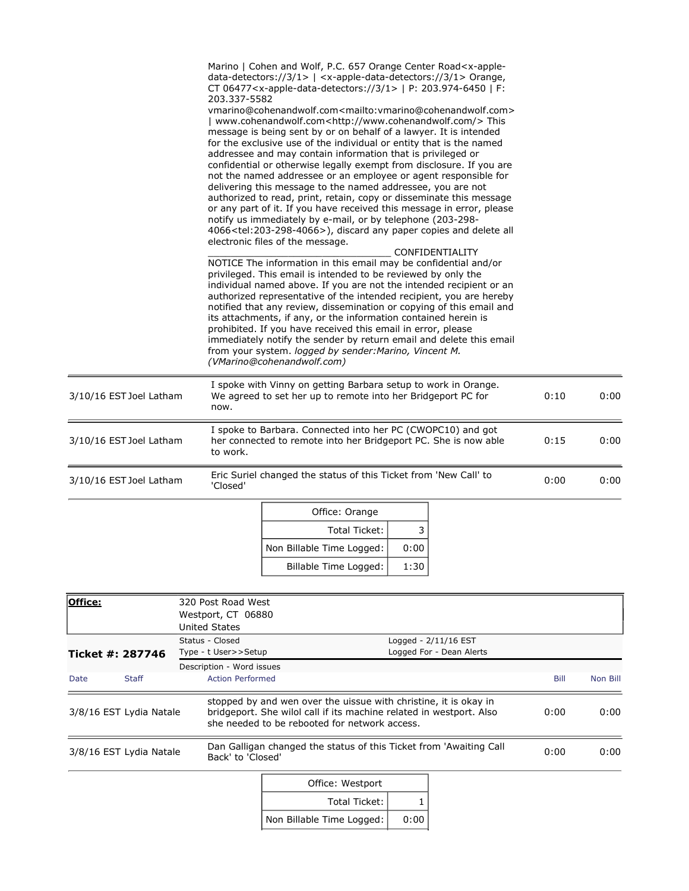Marino | Cohen and Wolf, P.C. 657 Orange Center Road<x-apple-data-detectors://3/1> | <x-apple-data-detectors://3/1> Orange, CT 06477<x-apple-data-detectors://3/1> | P: 203.974-6450 | F: 203.337-5582
vmarino@cohenandwolf.com<mailto:vmarino@cohenandwolf.com> | www.cohenandwolf.com<http://www.cohenandwolf.com/> This message is being sent by or on behalf of a lawyer. It is intended for the exclusive use of the individual or entity that is the named addressee and may contain information that is privileged or confidential or otherwise legally exempt from disclosure. If you are not the named addressee or an employee or agent responsible for delivering this message to the named addressee, you are not authorized to read, print, retain, copy or disseminate this message or any part of it. If you have received this message in error, please notify us immediately by e-mail, or by telephone (203-298-4066<tel:203-298-4066>), discard any paper copies and delete all electronic files of the message.
________________________________ CONFIDENTIALITY NOTICE The information in this email may be confidential and/or privileged. This email is intended to be reviewed by only the individual named above. If you are not the intended recipient or an authorized representative of the intended recipient, you are hereby notified that any review, dissemination or copying of this email and its attachments, if any, or the information contained herein is prohibited. If you have received this email in error, please immediately notify the sender by return email and delete this email from your system. *logged by sender:Marino, Vincent M. (VMarino@cohenandwolf.com)*

| Date | Staff | Action Performed | Bill | Non Bill |
|---|---|---|---|---|
| 3/10/16 EST | Joel Latham | I spoke with Vinny on getting Barbara setup to work in Orange. We agreed to set her up to remote into her Bridgeport PC for now. | 0:10 | 0:00 |
| 3/10/16 EST | Joel Latham | I spoke to Barbara. Connected into her PC (CWOPC10) and got her connected to remote into her Bridgeport PC. She is now able to work. | 0:15 | 0:00 |
| 3/10/16 EST | Joel Latham | Eric Suriel changed the status of this Ticket from 'New Call' to 'Closed' | 0:00 | 0:00 |

| Office: Orange | |
|---|---|
| Total Ticket: | 3 |
| Non Billable Time Logged: | 0:00 |
| Billable Time Logged: | 1:30 |

**Office:** 320 Post Road West
Westport, CT 06880
United States

**Ticket #: 287746**
Status - Closed | Logged - 2/11/16 EST
Type - t User>>Setup | Logged For - Dean Alerts
Description - Word issues

| Date | Staff | Action Performed | Bill | Non Bill |
|---|---|---|---|---|
| 3/8/16 EST | Lydia Natale | stopped by and wen over the uissue with christine, it is okay in bridgeport. She wilol call if its machine related in westport. Also she needed to be rebooted for network access. | 0:00 | 0:00 |
| 3/8/16 EST | Lydia Natale | Dan Galligan changed the status of this Ticket from 'Awaiting Call Back' to 'Closed' | 0:00 | 0:00 |

| Office: Westport | |
|---|---|
| Total Ticket: | 1 |
| Non Billable Time Logged: | 0:00 |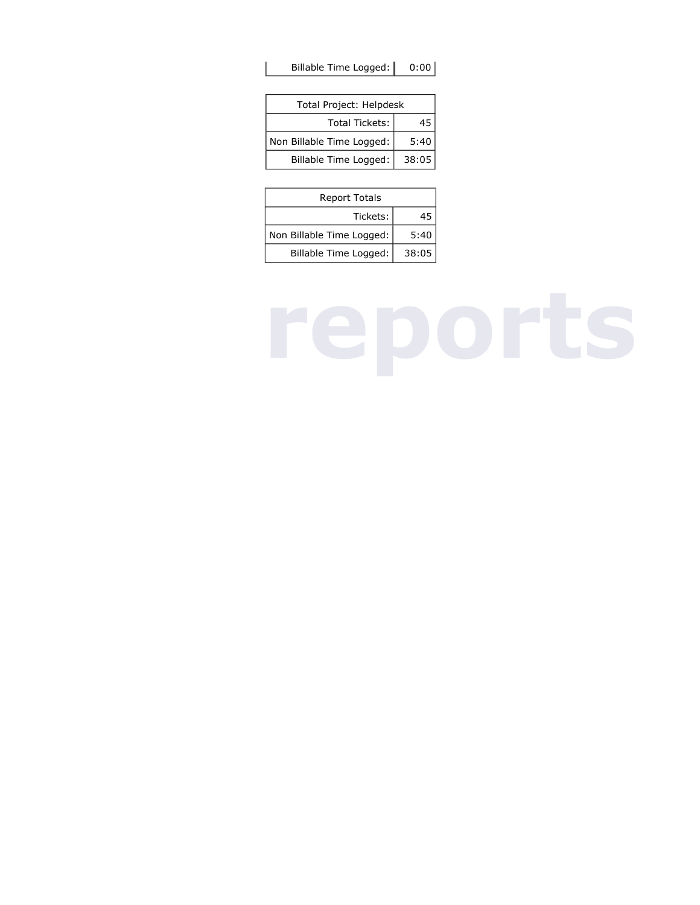| | |
|---|---|
| Billable Time Logged: | 0:00 |

| Total Project: Helpdesk | |
|---|---|
| Total Tickets: | 45 |
| Non Billable Time Logged: | 5:40 |
| Billable Time Logged: | 38:05 |

| Report Totals | |
|---|---|
| Tickets: | 45 |
| Non Billable Time Logged: | 5:40 |
| Billable Time Logged: | 38:05 |